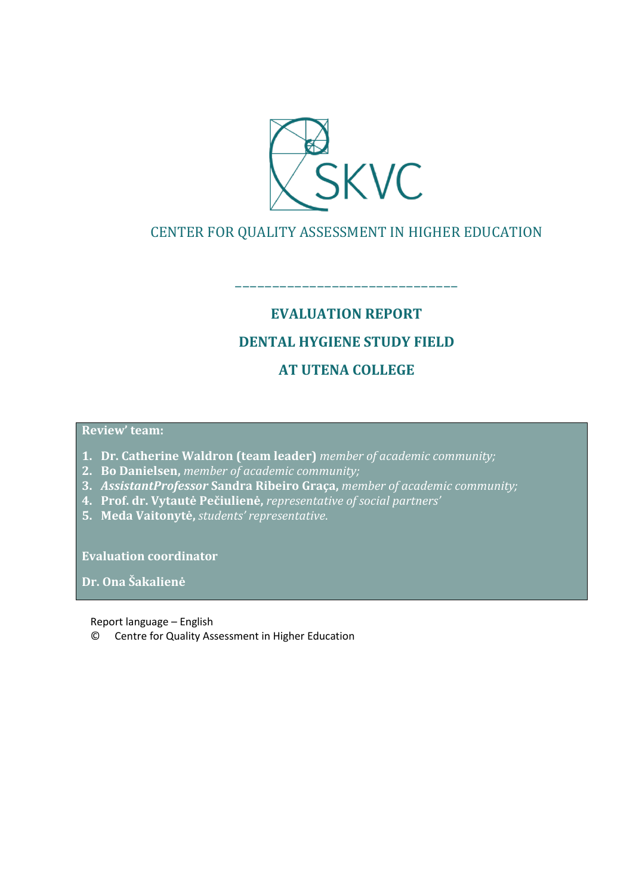SKVC

CENTER FOR QUALITY ASSESSMENT IN HIGHER EDUCATION

______________________________

# EVALUATION REPORT

# DENTAL HYGIENE STUDY FIELD

# AT UTENA COLLEGE

**Review' team:**

1. **Dr. Catherine Waldron (team leader)** *member of academic community;*
2. **Bo Danielsen,** *member of academic community;*
3. ***AssistantProfessor*** **Sandra Ribeiro Graça,** *member of academic community;*
4. **Prof. dr. Vytautė Pečiulienė,** *representative of social partners'*
5. **Meda Vaitonytė,** *students' representative.*

**Evaluation coordinator**

**Dr. Ona Šakalienė**

Report language – English

© Centre for Quality Assessment in Higher Education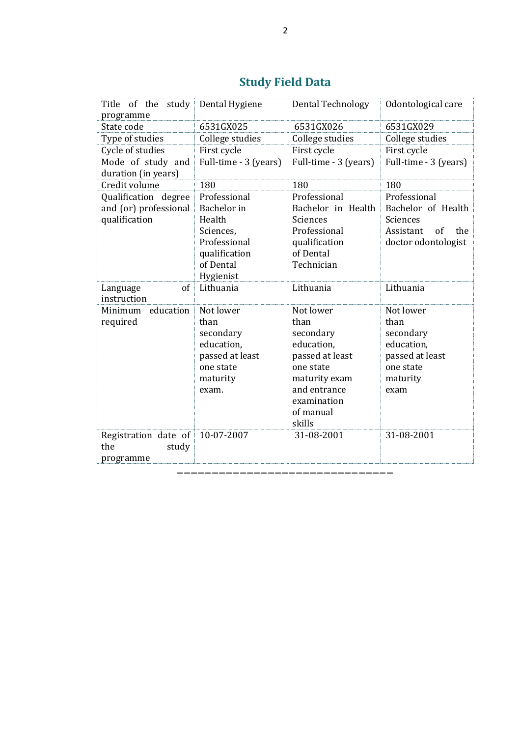## Study Field Data

| Title of the study programme | Dental Hygiene | Dental Technology | Odontological care |
|---|---|---|---|
| State code | 6531GX025 | 6531GX026 | 6531GX029 |
| Type of studies | College studies | College studies | College studies |
| Cycle of studies | First cycle | First cycle | First cycle |
| Mode of study and duration (in years) | Full-time - 3 (years) | Full-time - 3 (years) | Full-time - 3 (years) |
| Credit volume | 180 | 180 | 180 |
| Qualification degree and (or) professional qualification | Professional Bachelor in Health Sciences, Professional qualification of Dental Hygienist | Professional Bachelor in Health Sciences Professional qualification of Dental Technician | Professional Bachelor of Health Sciences Assistant of the doctor odontologist |
| Language of instruction | Lithuania | Lithuania | Lithuania |
| Minimum education required | Not lower than secondary education, passed at least one state maturity exam. | Not lower than secondary education, passed at least one state maturity exam and entrance examination of manual skills | Not lower than secondary education, passed at least one state maturity exam |
| Registration date of the study programme | 10-07-2007 | 31-08-2001 | 31-08-2001 |

——————————————————————————————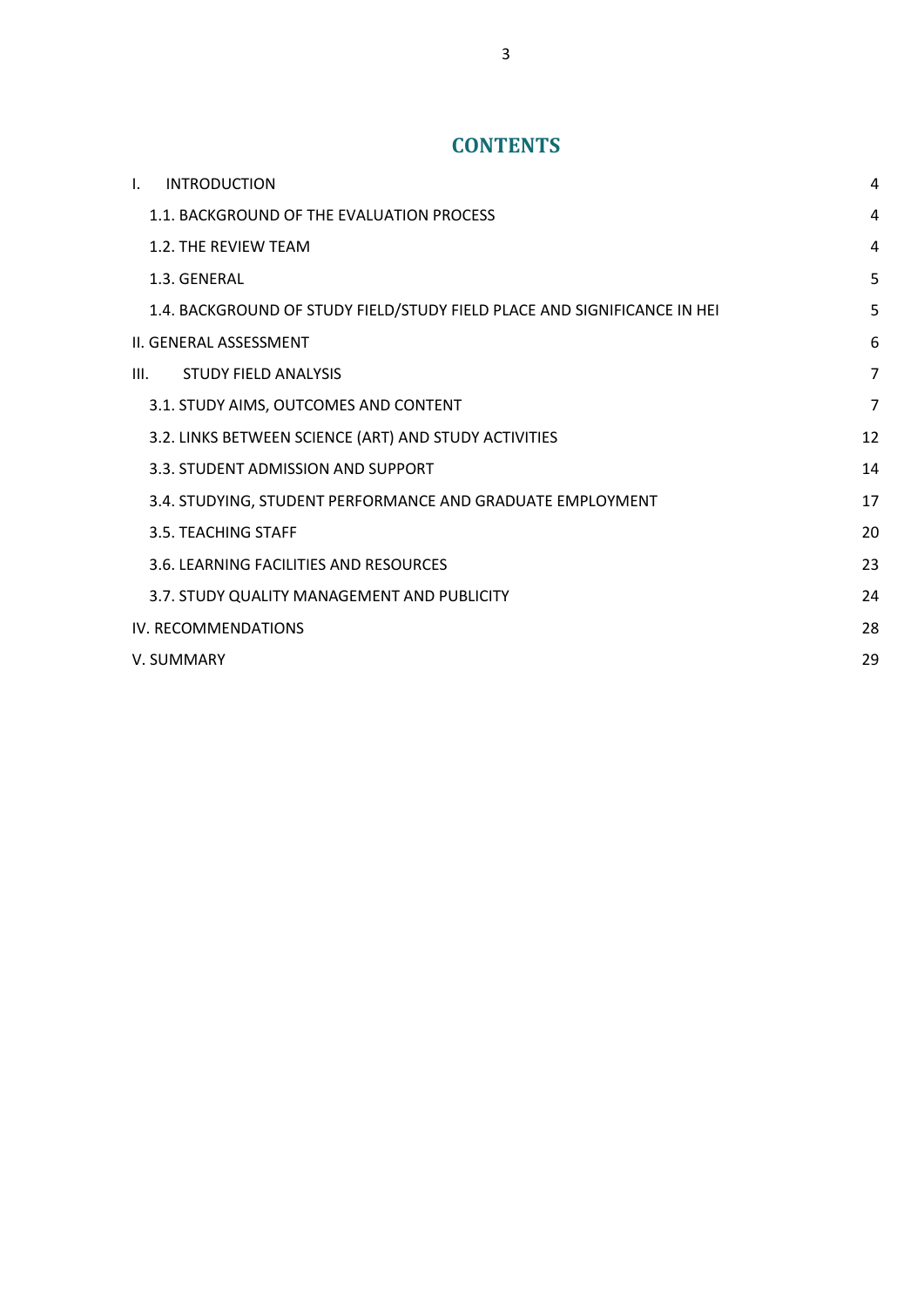# CONTENTS

| | |
|---|---|
| I. INTRODUCTION | 4 |
| 1.1. BACKGROUND OF THE EVALUATION PROCESS | 4 |
| 1.2. THE REVIEW TEAM | 4 |
| 1.3. GENERAL | 5 |
| 1.4. BACKGROUND OF STUDY FIELD/STUDY FIELD PLACE AND SIGNIFICANCE IN HEI | 5 |
| II. GENERAL ASSESSMENT | 6 |
| III. STUDY FIELD ANALYSIS | 7 |
| 3.1. STUDY AIMS, OUTCOMES AND CONTENT | 7 |
| 3.2. LINKS BETWEEN SCIENCE (ART) AND STUDY ACTIVITIES | 12 |
| 3.3. STUDENT ADMISSION AND SUPPORT | 14 |
| 3.4. STUDYING, STUDENT PERFORMANCE AND GRADUATE EMPLOYMENT | 17 |
| 3.5. TEACHING STAFF | 20 |
| 3.6. LEARNING FACILITIES AND RESOURCES | 23 |
| 3.7. STUDY QUALITY MANAGEMENT AND PUBLICITY | 24 |
| IV. RECOMMENDATIONS | 28 |
| V. SUMMARY | 29 |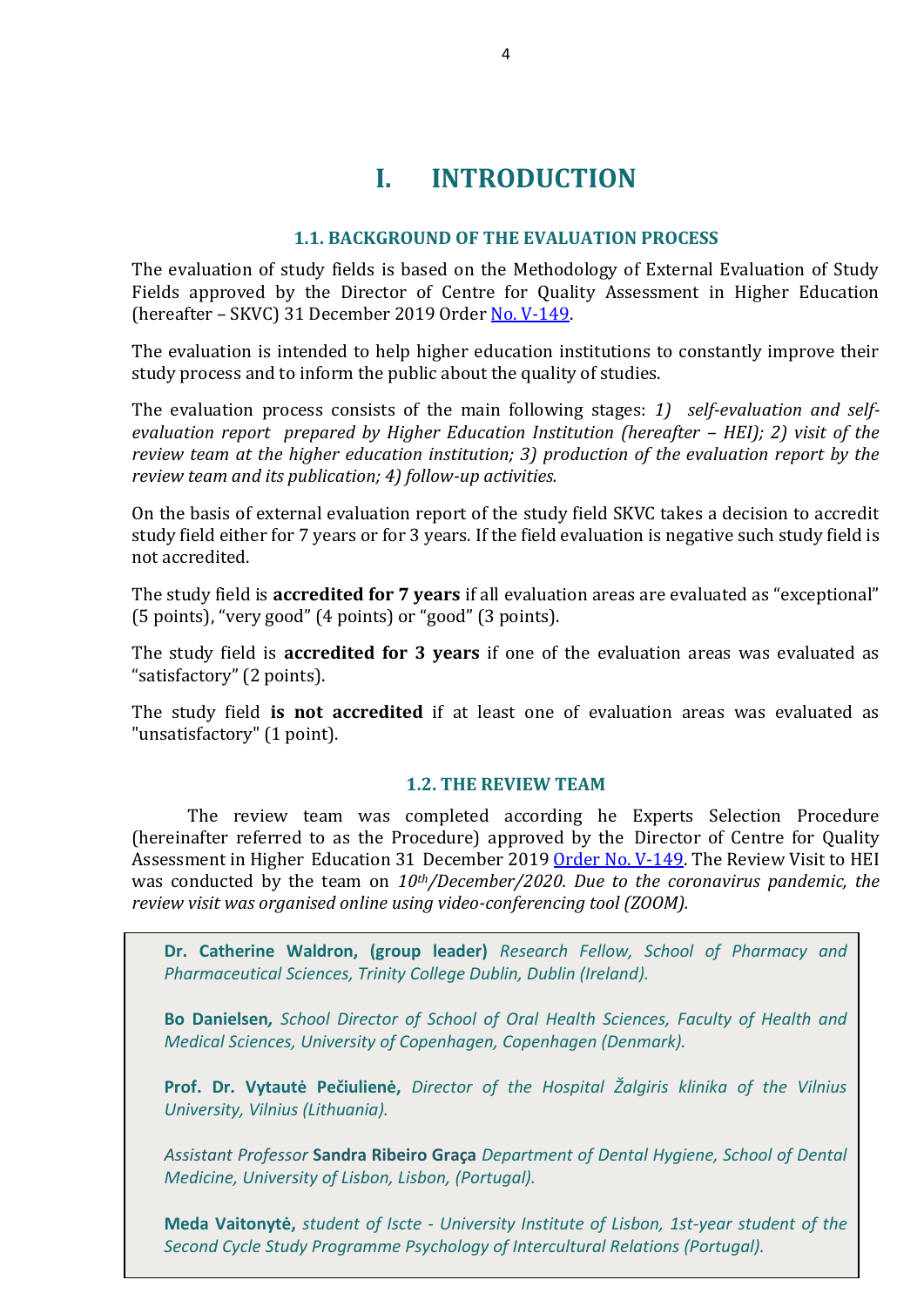# I. INTRODUCTION

### 1.1. BACKGROUND OF THE EVALUATION PROCESS

The evaluation of study fields is based on the Methodology of External Evaluation of Study Fields approved by the Director of Centre for Quality Assessment in Higher Education (hereafter – SKVC) 31 December 2019 Order No. V-149.

The evaluation is intended to help higher education institutions to constantly improve their study process and to inform the public about the quality of studies.

The evaluation process consists of the main following stages: *1) self-evaluation and self-evaluation report prepared by Higher Education Institution (hereafter – HEI); 2) visit of the review team at the higher education institution; 3) production of the evaluation report by the review team and its publication; 4) follow-up activities.*

On the basis of external evaluation report of the study field SKVC takes a decision to accredit study field either for 7 years or for 3 years. If the field evaluation is negative such study field is not accredited.

The study field is **accredited for 7 years** if all evaluation areas are evaluated as "exceptional" (5 points), "very good" (4 points) or "good" (3 points).

The study field is **accredited for 3 years** if one of the evaluation areas was evaluated as "satisfactory" (2 points).

The study field **is not accredited** if at least one of evaluation areas was evaluated as "unsatisfactory" (1 point).

### 1.2. THE REVIEW TEAM

The review team was completed according he Experts Selection Procedure (hereinafter referred to as the Procedure) approved by the Director of Centre for Quality Assessment in Higher Education 31 December 2019 Order No. V-149. The Review Visit to HEI was conducted by the team on *10th/December/2020. Due to the coronavirus pandemic, the review visit was organised online using video-conferencing tool (ZOOM).*

**Dr. Catherine Waldron, (group leader)** *Research Fellow, School of Pharmacy and Pharmaceutical Sciences, Trinity College Dublin, Dublin (Ireland).*

**Bo Danielsen,** *School Director of School of Oral Health Sciences, Faculty of Health and Medical Sciences, University of Copenhagen, Copenhagen (Denmark).*

**Prof. Dr. Vytautė Pečiulienė,** *Director of the Hospital Žalgiris klinika of the Vilnius University, Vilnius (Lithuania).*

*Assistant Professor* **Sandra Ribeiro Graça** *Department of Dental Hygiene, School of Dental Medicine, University of Lisbon, Lisbon, (Portugal).*

**Meda Vaitonytė,** *student of Iscte - University Institute of Lisbon, 1st-year student of the Second Cycle Study Programme Psychology of Intercultural Relations (Portugal).*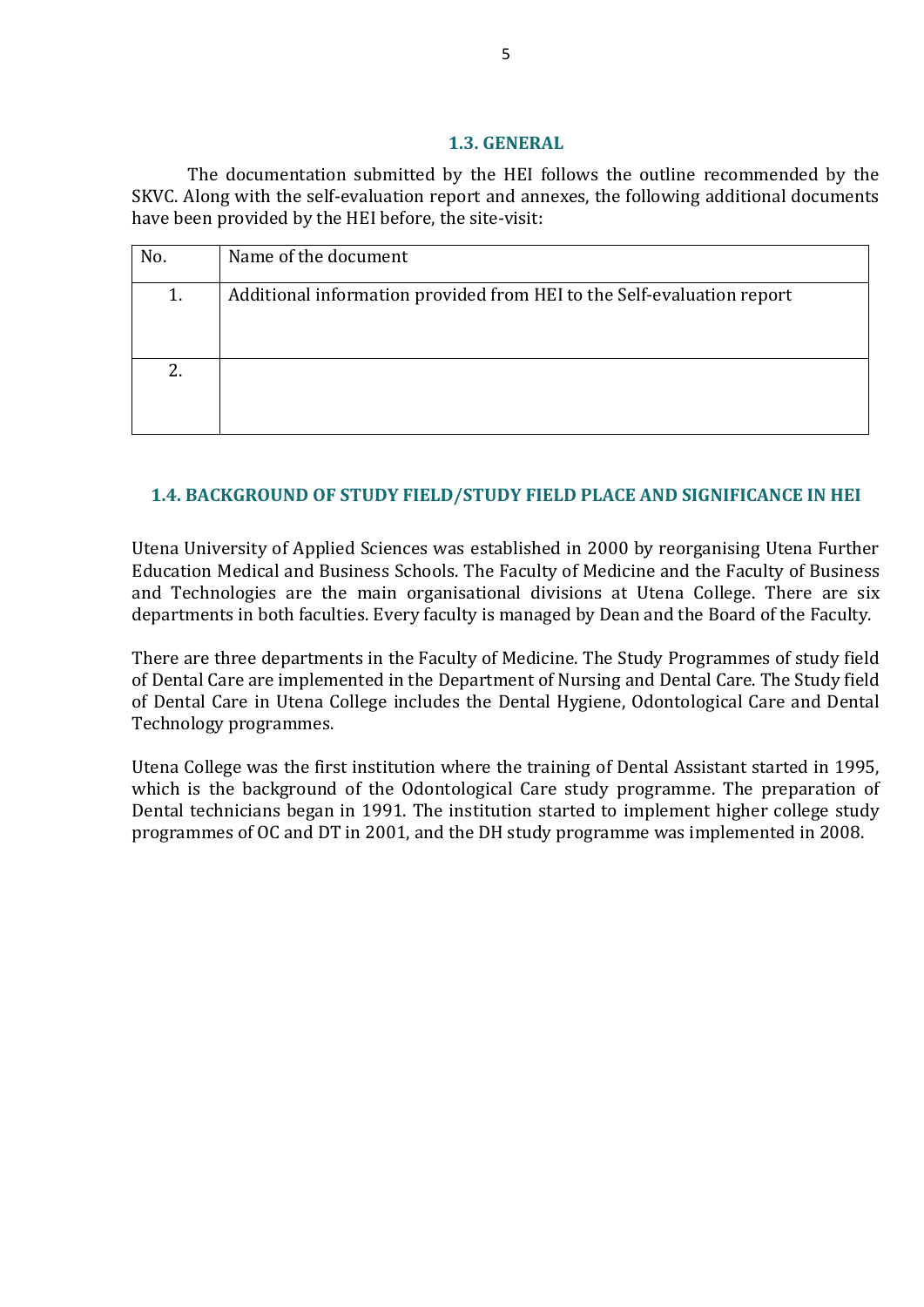### 1.3. GENERAL

The documentation submitted by the HEI follows the outline recommended by the SKVC. Along with the self-evaluation report and annexes, the following additional documents have been provided by the HEI before, the site-visit:

| No. | Name of the document |
|---|---|
| 1. | Additional information provided from HEI to the Self-evaluation report |
| 2. | |

### 1.4. BACKGROUND OF STUDY FIELD/STUDY FIELD PLACE AND SIGNIFICANCE IN HEI

Utena University of Applied Sciences was established in 2000 by reorganising Utena Further Education Medical and Business Schools. The Faculty of Medicine and the Faculty of Business and Technologies are the main organisational divisions at Utena College. There are six departments in both faculties. Every faculty is managed by Dean and the Board of the Faculty.

There are three departments in the Faculty of Medicine. The Study Programmes of study field of Dental Care are implemented in the Department of Nursing and Dental Care. The Study field of Dental Care in Utena College includes the Dental Hygiene, Odontological Care and Dental Technology programmes.

Utena College was the first institution where the training of Dental Assistant started in 1995, which is the background of the Odontological Care study programme. The preparation of Dental technicians began in 1991. The institution started to implement higher college study programmes of OC and DT in 2001, and the DH study programme was implemented in 2008.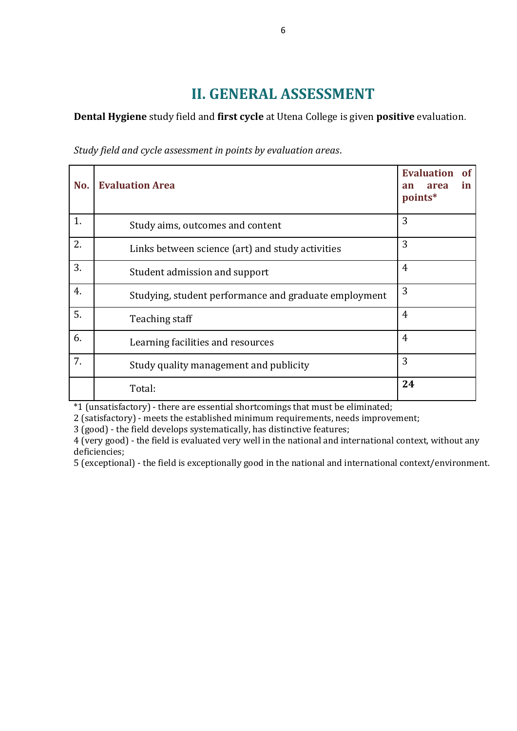# II. GENERAL ASSESSMENT

**Dental Hygiene** study field and **first cycle** at Utena College is given **positive** evaluation.

*Study field and cycle assessment in points by evaluation areas*.

| No. | Evaluation Area | Evaluation of an area in points* |
|---|---|---|
| 1. | Study aims, outcomes and content | 3 |
| 2. | Links between science (art) and study activities | 3 |
| 3. | Student admission and support | 4 |
| 4. | Studying, student performance and graduate employment | 3 |
| 5. | Teaching staff | 4 |
| 6. | Learning facilities and resources | 4 |
| 7. | Study quality management and publicity | 3 |
| | Total: | **24** |

*1 (unsatisfactory) - there are essential shortcomings that must be eliminated;
2 (satisfactory) - meets the established minimum requirements, needs improvement;
3 (good) - the field develops systematically, has distinctive features;
4 (very good) - the field is evaluated very well in the national and international context, without any deficiencies;
5 (exceptional) - the field is exceptionally good in the national and international context/environment.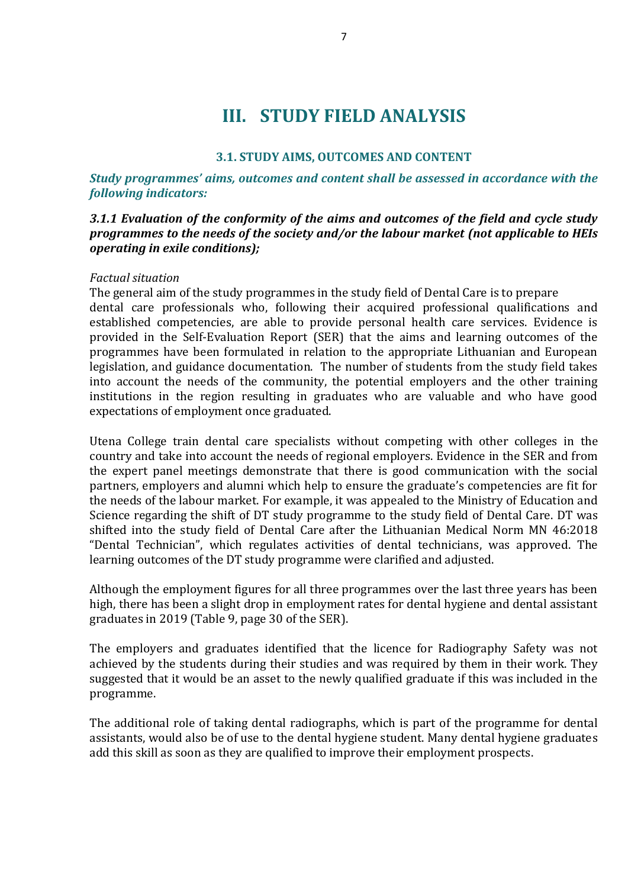# III. STUDY FIELD ANALYSIS

## 3.1. STUDY AIMS, OUTCOMES AND CONTENT

***Study programmes' aims, outcomes and content shall be assessed in accordance with the following indicators:***

### *3.1.1 Evaluation of the conformity of the aims and outcomes of the field and cycle study programmes to the needs of the society and/or the labour market (not applicable to HEIs operating in exile conditions);*

*Factual situation*

The general aim of the study programmes in the study field of Dental Care is to prepare dental care professionals who, following their acquired professional qualifications and established competencies, are able to provide personal health care services. Evidence is provided in the Self-Evaluation Report (SER) that the aims and learning outcomes of the programmes have been formulated in relation to the appropriate Lithuanian and European legislation, and guidance documentation. The number of students from the study field takes into account the needs of the community, the potential employers and the other training institutions in the region resulting in graduates who are valuable and who have good expectations of employment once graduated.

Utena College train dental care specialists without competing with other colleges in the country and take into account the needs of regional employers. Evidence in the SER and from the expert panel meetings demonstrate that there is good communication with the social partners, employers and alumni which help to ensure the graduate's competencies are fit for the needs of the labour market. For example, it was appealed to the Ministry of Education and Science regarding the shift of DT study programme to the study field of Dental Care. DT was shifted into the study field of Dental Care after the Lithuanian Medical Norm MN 46:2018 "Dental Technician", which regulates activities of dental technicians, was approved. The learning outcomes of the DT study programme were clarified and adjusted.

Although the employment figures for all three programmes over the last three years has been high, there has been a slight drop in employment rates for dental hygiene and dental assistant graduates in 2019 (Table 9, page 30 of the SER).

The employers and graduates identified that the licence for Radiography Safety was not achieved by the students during their studies and was required by them in their work. They suggested that it would be an asset to the newly qualified graduate if this was included in the programme.

The additional role of taking dental radiographs, which is part of the programme for dental assistants, would also be of use to the dental hygiene student. Many dental hygiene graduates add this skill as soon as they are qualified to improve their employment prospects.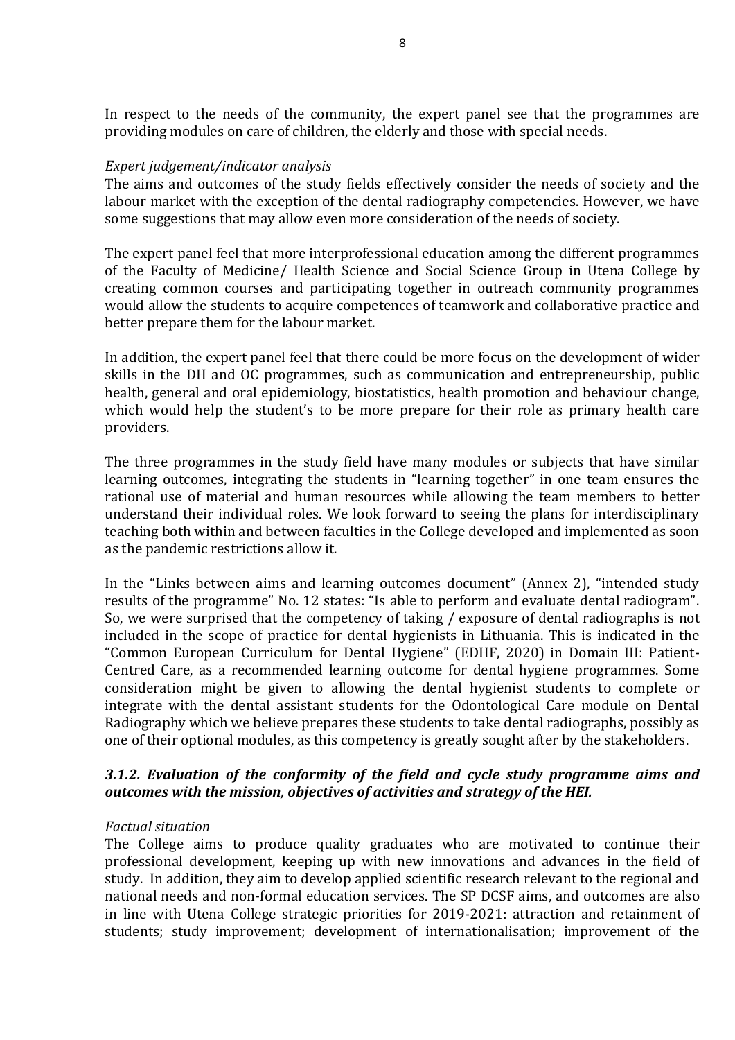In respect to the needs of the community, the expert panel see that the programmes are providing modules on care of children, the elderly and those with special needs.

*Expert judgement/indicator analysis*

The aims and outcomes of the study fields effectively consider the needs of society and the labour market with the exception of the dental radiography competencies. However, we have some suggestions that may allow even more consideration of the needs of society.

The expert panel feel that more interprofessional education among the different programmes of the Faculty of Medicine/ Health Science and Social Science Group in Utena College by creating common courses and participating together in outreach community programmes would allow the students to acquire competences of teamwork and collaborative practice and better prepare them for the labour market.

In addition, the expert panel feel that there could be more focus on the development of wider skills in the DH and OC programmes, such as communication and entrepreneurship, public health, general and oral epidemiology, biostatistics, health promotion and behaviour change, which would help the student's to be more prepare for their role as primary health care providers.

The three programmes in the study field have many modules or subjects that have similar learning outcomes, integrating the students in "learning together" in one team ensures the rational use of material and human resources while allowing the team members to better understand their individual roles. We look forward to seeing the plans for interdisciplinary teaching both within and between faculties in the College developed and implemented as soon as the pandemic restrictions allow it.

In the "Links between aims and learning outcomes document" (Annex 2), "intended study results of the programme" No. 12 states: "Is able to perform and evaluate dental radiogram". So, we were surprised that the competency of taking / exposure of dental radiographs is not included in the scope of practice for dental hygienists in Lithuania. This is indicated in the "Common European Curriculum for Dental Hygiene" (EDHF, 2020) in Domain III: Patient-Centred Care, as a recommended learning outcome for dental hygiene programmes. Some consideration might be given to allowing the dental hygienist students to complete or integrate with the dental assistant students for the Odontological Care module on Dental Radiography which we believe prepares these students to take dental radiographs, possibly as one of their optional modules, as this competency is greatly sought after by the stakeholders.

### *3.1.2. Evaluation of the conformity of the field and cycle study programme aims and outcomes with the mission, objectives of activities and strategy of the HEI.*

*Factual situation*

The College aims to produce quality graduates who are motivated to continue their professional development, keeping up with new innovations and advances in the field of study. In addition, they aim to develop applied scientific research relevant to the regional and national needs and non-formal education services. The SP DCSF aims, and outcomes are also in line with Utena College strategic priorities for 2019-2021: attraction and retainment of students; study improvement; development of internationalisation; improvement of the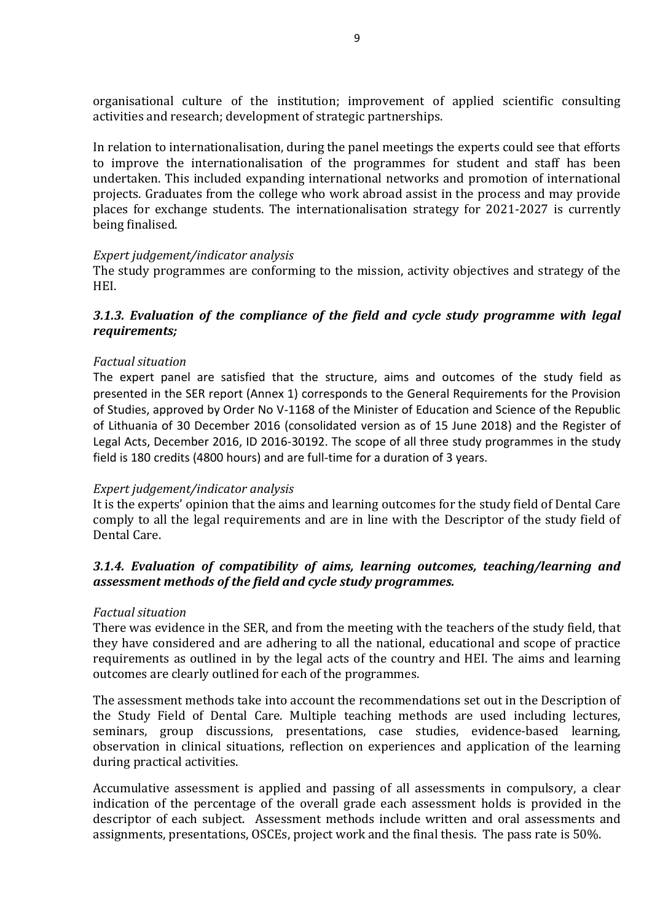organisational culture of the institution; improvement of applied scientific consulting activities and research; development of strategic partnerships.

In relation to internationalisation, during the panel meetings the experts could see that efforts to improve the internationalisation of the programmes for student and staff has been undertaken. This included expanding international networks and promotion of international projects. Graduates from the college who work abroad assist in the process and may provide places for exchange students. The internationalisation strategy for 2021-2027 is currently being finalised.

*Expert judgement/indicator analysis*

The study programmes are conforming to the mission, activity objectives and strategy of the HEI.

### *3.1.3. Evaluation of the compliance of the field and cycle study programme with legal requirements;*

*Factual situation*

The expert panel are satisfied that the structure, aims and outcomes of the study field as presented in the SER report (Annex 1) corresponds to the General Requirements for the Provision of Studies, approved by Order No V-1168 of the Minister of Education and Science of the Republic of Lithuania of 30 December 2016 (consolidated version as of 15 June 2018) and the Register of Legal Acts, December 2016, ID 2016-30192. The scope of all three study programmes in the study field is 180 credits (4800 hours) and are full-time for a duration of 3 years.

*Expert judgement/indicator analysis*

It is the experts' opinion that the aims and learning outcomes for the study field of Dental Care comply to all the legal requirements and are in line with the Descriptor of the study field of Dental Care.

### *3.1.4. Evaluation of compatibility of aims, learning outcomes, teaching/learning and assessment methods of the field and cycle study programmes.*

*Factual situation*

There was evidence in the SER, and from the meeting with the teachers of the study field, that they have considered and are adhering to all the national, educational and scope of practice requirements as outlined in by the legal acts of the country and HEI. The aims and learning outcomes are clearly outlined for each of the programmes.

The assessment methods take into account the recommendations set out in the Description of the Study Field of Dental Care. Multiple teaching methods are used including lectures, seminars, group discussions, presentations, case studies, evidence-based learning, observation in clinical situations, reflection on experiences and application of the learning during practical activities.

Accumulative assessment is applied and passing of all assessments in compulsory, a clear indication of the percentage of the overall grade each assessment holds is provided in the descriptor of each subject. Assessment methods include written and oral assessments and assignments, presentations, OSCEs, project work and the final thesis. The pass rate is 50%.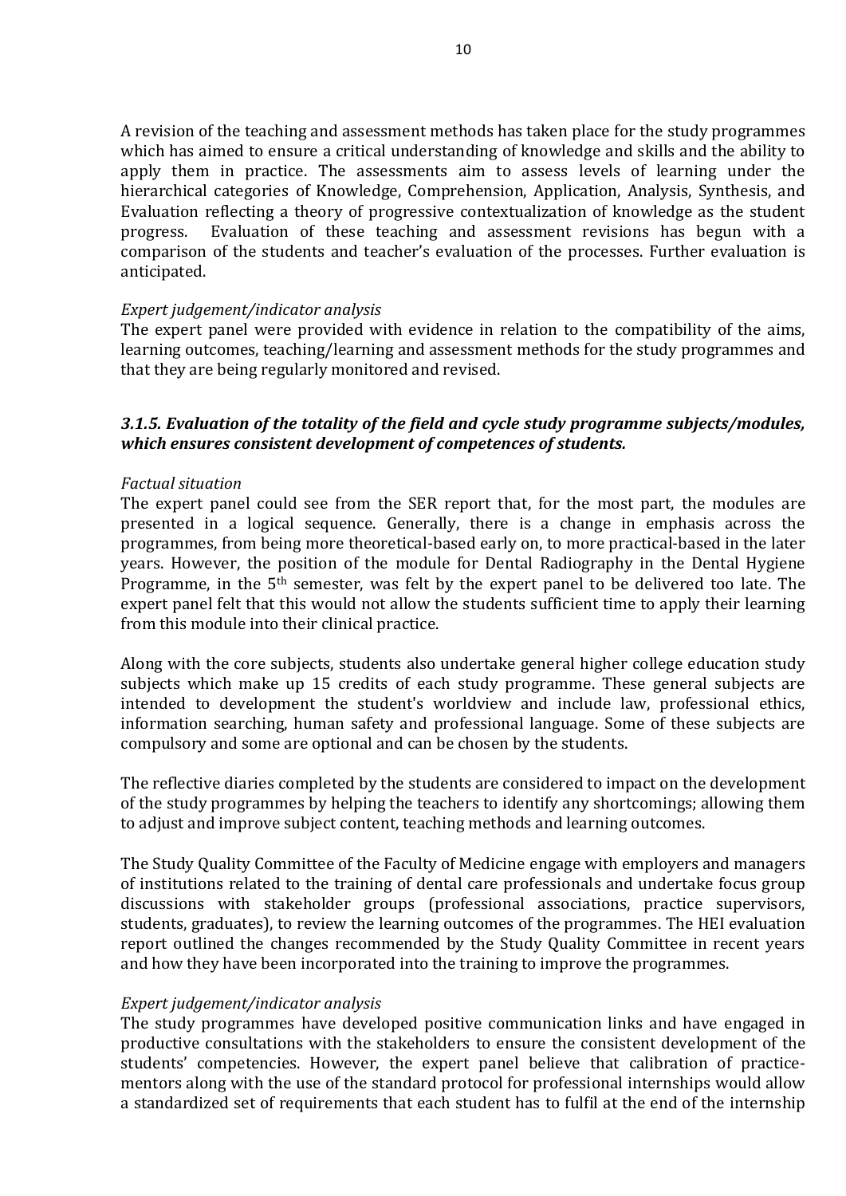A revision of the teaching and assessment methods has taken place for the study programmes which has aimed to ensure a critical understanding of knowledge and skills and the ability to apply them in practice. The assessments aim to assess levels of learning under the hierarchical categories of Knowledge, Comprehension, Application, Analysis, Synthesis, and Evaluation reflecting a theory of progressive contextualization of knowledge as the student progress. Evaluation of these teaching and assessment revisions has begun with a comparison of the students and teacher's evaluation of the processes. Further evaluation is anticipated.

*Expert judgement/indicator analysis*

The expert panel were provided with evidence in relation to the compatibility of the aims, learning outcomes, teaching/learning and assessment methods for the study programmes and that they are being regularly monitored and revised.

### *3.1.5. Evaluation of the totality of the field and cycle study programme subjects/modules, which ensures consistent development of competences of students.*

*Factual situation*

The expert panel could see from the SER report that, for the most part, the modules are presented in a logical sequence. Generally, there is a change in emphasis across the programmes, from being more theoretical-based early on, to more practical-based in the later years. However, the position of the module for Dental Radiography in the Dental Hygiene Programme, in the 5th semester, was felt by the expert panel to be delivered too late. The expert panel felt that this would not allow the students sufficient time to apply their learning from this module into their clinical practice.

Along with the core subjects, students also undertake general higher college education study subjects which make up 15 credits of each study programme. These general subjects are intended to development the student's worldview and include law, professional ethics, information searching, human safety and professional language. Some of these subjects are compulsory and some are optional and can be chosen by the students.

The reflective diaries completed by the students are considered to impact on the development of the study programmes by helping the teachers to identify any shortcomings; allowing them to adjust and improve subject content, teaching methods and learning outcomes.

The Study Quality Committee of the Faculty of Medicine engage with employers and managers of institutions related to the training of dental care professionals and undertake focus group discussions with stakeholder groups (professional associations, practice supervisors, students, graduates), to review the learning outcomes of the programmes. The HEI evaluation report outlined the changes recommended by the Study Quality Committee in recent years and how they have been incorporated into the training to improve the programmes.

*Expert judgement/indicator analysis*

The study programmes have developed positive communication links and have engaged in productive consultations with the stakeholders to ensure the consistent development of the students' competencies. However, the expert panel believe that calibration of practice-mentors along with the use of the standard protocol for professional internships would allow a standardized set of requirements that each student has to fulfil at the end of the internship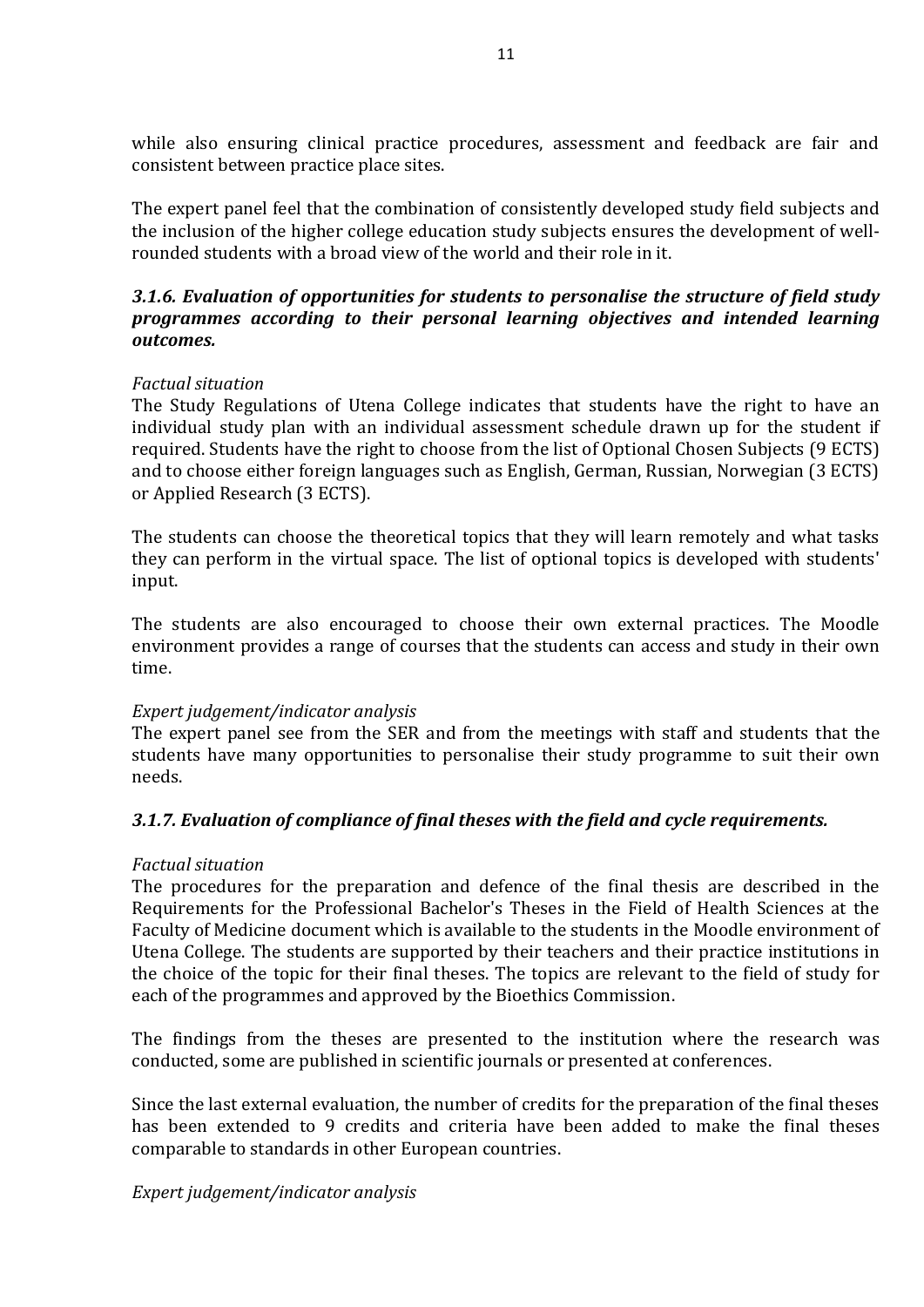while also ensuring clinical practice procedures, assessment and feedback are fair and consistent between practice place sites.

The expert panel feel that the combination of consistently developed study field subjects and the inclusion of the higher college education study subjects ensures the development of well-rounded students with a broad view of the world and their role in it.

### *3.1.6. Evaluation of opportunities for students to personalise the structure of field study programmes according to their personal learning objectives and intended learning outcomes.*

*Factual situation*

The Study Regulations of Utena College indicates that students have the right to have an individual study plan with an individual assessment schedule drawn up for the student if required. Students have the right to choose from the list of Optional Chosen Subjects (9 ECTS) and to choose either foreign languages such as English, German, Russian, Norwegian (3 ECTS) or Applied Research (3 ECTS).

The students can choose the theoretical topics that they will learn remotely and what tasks they can perform in the virtual space. The list of optional topics is developed with students' input.

The students are also encouraged to choose their own external practices. The Moodle environment provides a range of courses that the students can access and study in their own time.

*Expert judgement/indicator analysis*

The expert panel see from the SER and from the meetings with staff and students that the students have many opportunities to personalise their study programme to suit their own needs.

### *3.1.7. Evaluation of compliance of final theses with the field and cycle requirements.*

*Factual situation*

The procedures for the preparation and defence of the final thesis are described in the Requirements for the Professional Bachelor's Theses in the Field of Health Sciences at the Faculty of Medicine document which is available to the students in the Moodle environment of Utena College. The students are supported by their teachers and their practice institutions in the choice of the topic for their final theses. The topics are relevant to the field of study for each of the programmes and approved by the Bioethics Commission.

The findings from the theses are presented to the institution where the research was conducted, some are published in scientific journals or presented at conferences.

Since the last external evaluation, the number of credits for the preparation of the final theses has been extended to 9 credits and criteria have been added to make the final theses comparable to standards in other European countries.

*Expert judgement/indicator analysis*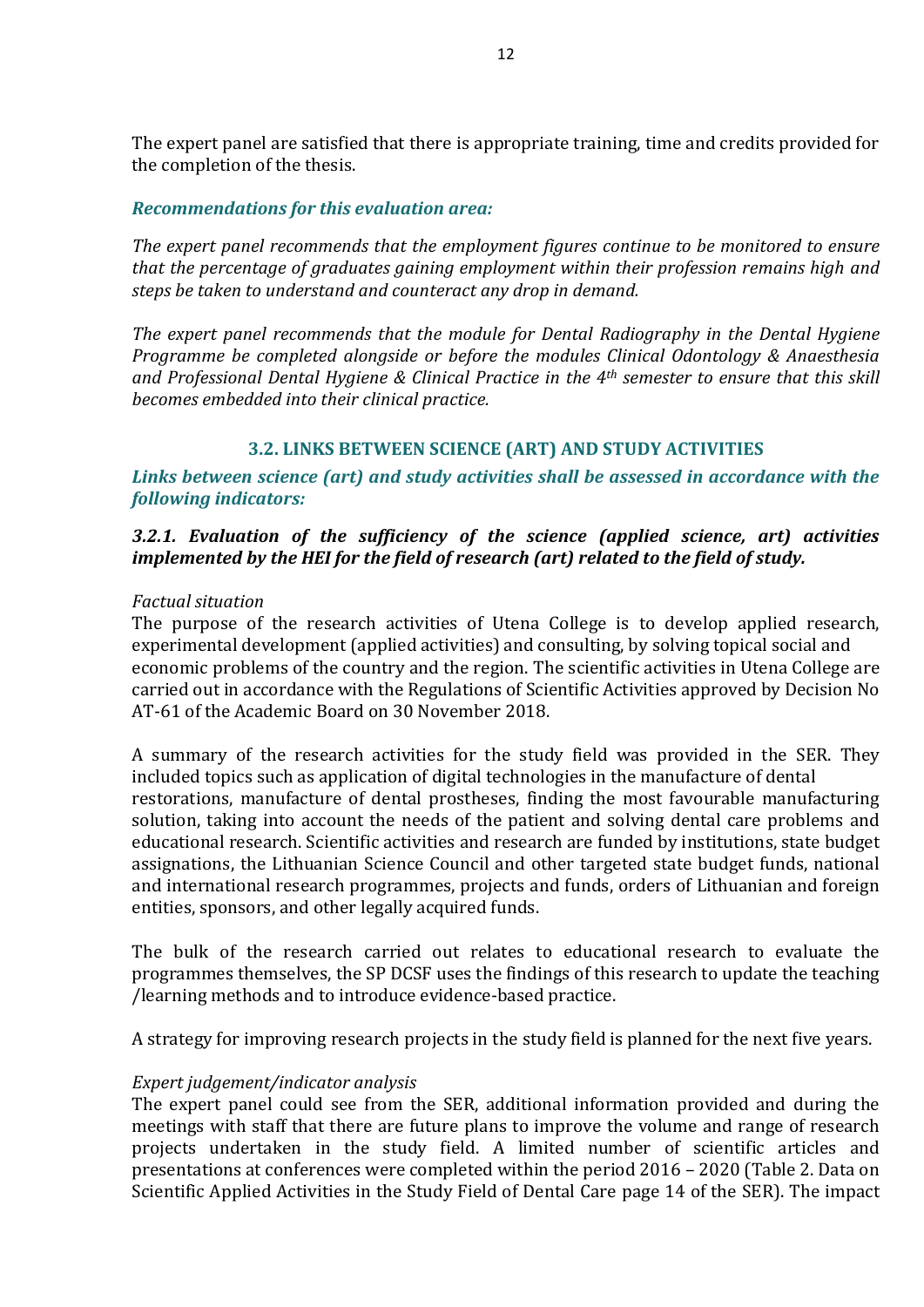The expert panel are satisfied that there is appropriate training, time and credits provided for the completion of the thesis.

***Recommendations for this evaluation area:***

*The expert panel recommends that the employment figures continue to be monitored to ensure that the percentage of graduates gaining employment within their profession remains high and steps be taken to understand and counteract any drop in demand.*

*The expert panel recommends that the module for Dental Radiography in the Dental Hygiene Programme be completed alongside or before the modules Clinical Odontology & Anaesthesia and Professional Dental Hygiene & Clinical Practice in the 4th semester to ensure that this skill becomes embedded into their clinical practice.*

## 3.2. LINKS BETWEEN SCIENCE (ART) AND STUDY ACTIVITIES

***Links between science (art) and study activities shall be assessed in accordance with the following indicators:***

### *3.2.1. Evaluation of the sufficiency of the science (applied science, art) activities implemented by the HEI for the field of research (art) related to the field of study.*

*Factual situation*

The purpose of the research activities of Utena College is to develop applied research, experimental development (applied activities) and consulting, by solving topical social and economic problems of the country and the region. The scientific activities in Utena College are carried out in accordance with the Regulations of Scientific Activities approved by Decision No AT-61 of the Academic Board on 30 November 2018.

A summary of the research activities for the study field was provided in the SER. They included topics such as application of digital technologies in the manufacture of dental restorations, manufacture of dental prostheses, finding the most favourable manufacturing solution, taking into account the needs of the patient and solving dental care problems and educational research. Scientific activities and research are funded by institutions, state budget assignations, the Lithuanian Science Council and other targeted state budget funds, national and international research programmes, projects and funds, orders of Lithuanian and foreign entities, sponsors, and other legally acquired funds.

The bulk of the research carried out relates to educational research to evaluate the programmes themselves, the SP DCSF uses the findings of this research to update the teaching /learning methods and to introduce evidence-based practice.

A strategy for improving research projects in the study field is planned for the next five years.

*Expert judgement/indicator analysis*

The expert panel could see from the SER, additional information provided and during the meetings with staff that there are future plans to improve the volume and range of research projects undertaken in the study field. A limited number of scientific articles and presentations at conferences were completed within the period 2016 – 2020 (Table 2. Data on Scientific Applied Activities in the Study Field of Dental Care page 14 of the SER). The impact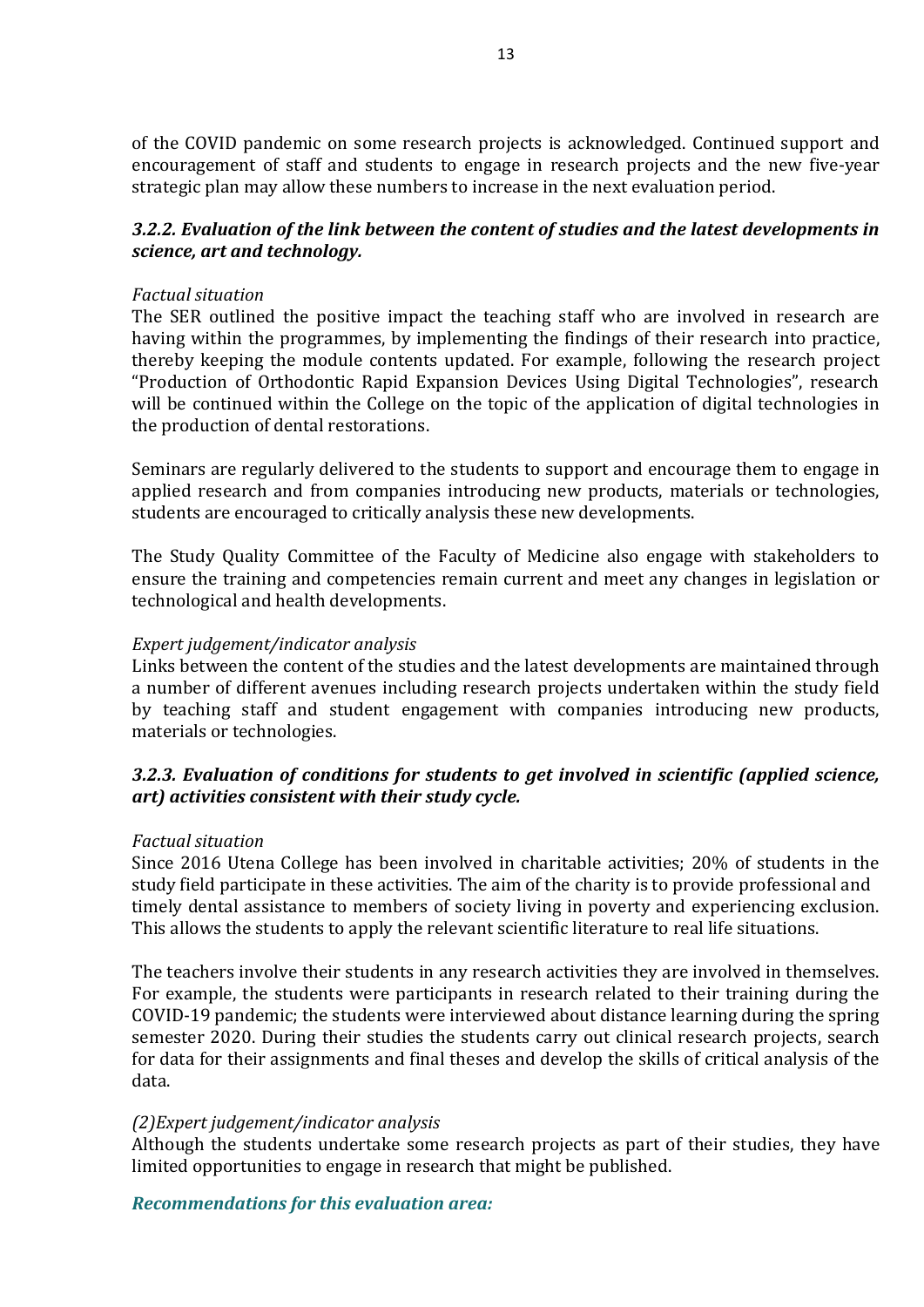of the COVID pandemic on some research projects is acknowledged. Continued support and encouragement of staff and students to engage in research projects and the new five-year strategic plan may allow these numbers to increase in the next evaluation period.

### *3.2.2. Evaluation of the link between the content of studies and the latest developments in science, art and technology.*

*Factual situation*

The SER outlined the positive impact the teaching staff who are involved in research are having within the programmes, by implementing the findings of their research into practice, thereby keeping the module contents updated. For example, following the research project "Production of Orthodontic Rapid Expansion Devices Using Digital Technologies", research will be continued within the College on the topic of the application of digital technologies in the production of dental restorations.

Seminars are regularly delivered to the students to support and encourage them to engage in applied research and from companies introducing new products, materials or technologies, students are encouraged to critically analysis these new developments.

The Study Quality Committee of the Faculty of Medicine also engage with stakeholders to ensure the training and competencies remain current and meet any changes in legislation or technological and health developments.

*Expert judgement/indicator analysis*

Links between the content of the studies and the latest developments are maintained through a number of different avenues including research projects undertaken within the study field by teaching staff and student engagement with companies introducing new products, materials or technologies.

### *3.2.3. Evaluation of conditions for students to get involved in scientific (applied science, art) activities consistent with their study cycle.*

*Factual situation*

Since 2016 Utena College has been involved in charitable activities; 20% of students in the study field participate in these activities. The aim of the charity is to provide professional and timely dental assistance to members of society living in poverty and experiencing exclusion. This allows the students to apply the relevant scientific literature to real life situations.

The teachers involve their students in any research activities they are involved in themselves. For example, the students were participants in research related to their training during the COVID-19 pandemic; the students were interviewed about distance learning during the spring semester 2020. During their studies the students carry out clinical research projects, search for data for their assignments and final theses and develop the skills of critical analysis of the data.

*(2)Expert judgement/indicator analysis*

Although the students undertake some research projects as part of their studies, they have limited opportunities to engage in research that might be published.

***Recommendations for this evaluation area:***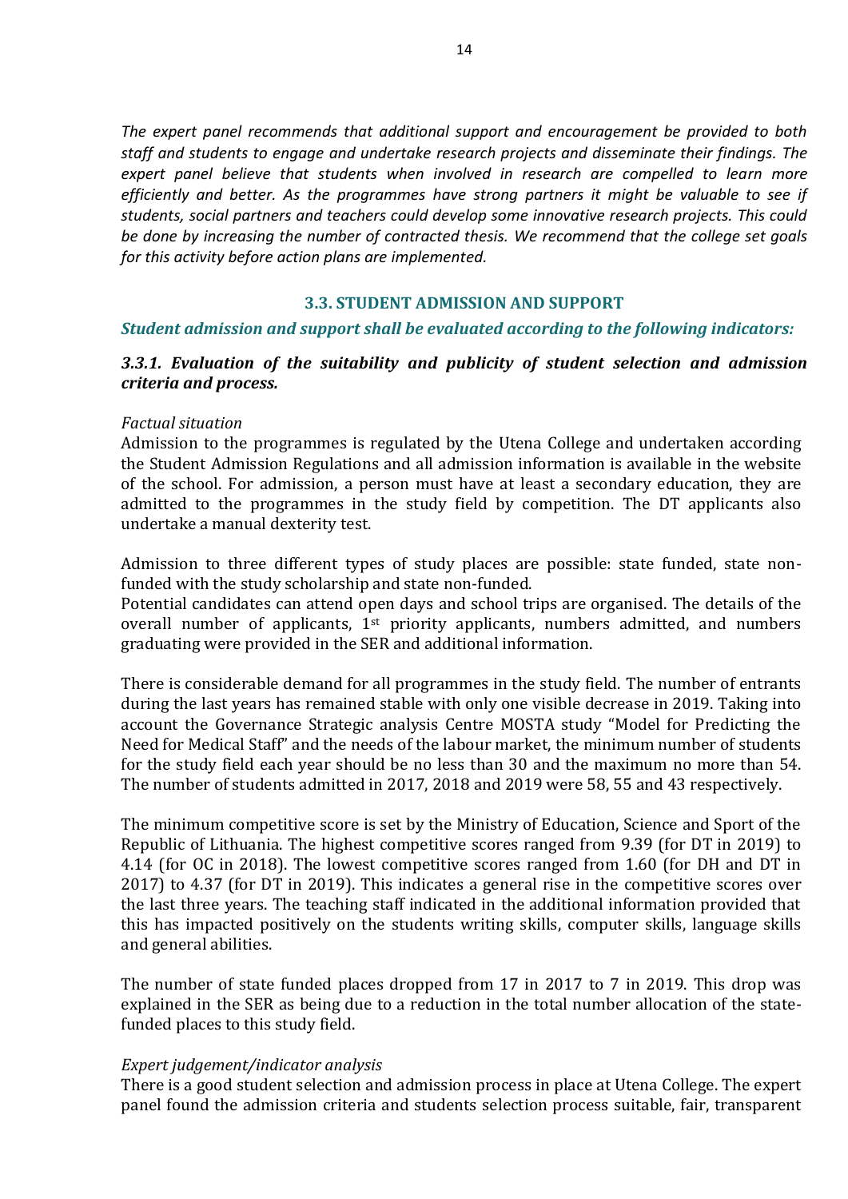*The expert panel recommends that additional support and encouragement be provided to both staff and students to engage and undertake research projects and disseminate their findings. The expert panel believe that students when involved in research are compelled to learn more efficiently and better. As the programmes have strong partners it might be valuable to see if students, social partners and teachers could develop some innovative research projects. This could be done by increasing the number of contracted thesis. We recommend that the college set goals for this activity before action plans are implemented.*

## 3.3. STUDENT ADMISSION AND SUPPORT

***Student admission and support shall be evaluated according to the following indicators:***

### *3.3.1. Evaluation of the suitability and publicity of student selection and admission criteria and process.*

*Factual situation*

Admission to the programmes is regulated by the Utena College and undertaken according the Student Admission Regulations and all admission information is available in the website of the school. For admission, a person must have at least a secondary education, they are admitted to the programmes in the study field by competition. The DT applicants also undertake a manual dexterity test.

Admission to three different types of study places are possible: state funded, state non-funded with the study scholarship and state non-funded.

Potential candidates can attend open days and school trips are organised. The details of the overall number of applicants, 1st priority applicants, numbers admitted, and numbers graduating were provided in the SER and additional information.

There is considerable demand for all programmes in the study field. The number of entrants during the last years has remained stable with only one visible decrease in 2019. Taking into account the Governance Strategic analysis Centre MOSTA study "Model for Predicting the Need for Medical Staff" and the needs of the labour market, the minimum number of students for the study field each year should be no less than 30 and the maximum no more than 54. The number of students admitted in 2017, 2018 and 2019 were 58, 55 and 43 respectively.

The minimum competitive score is set by the Ministry of Education, Science and Sport of the Republic of Lithuania. The highest competitive scores ranged from 9.39 (for DT in 2019) to 4.14 (for OC in 2018). The lowest competitive scores ranged from 1.60 (for DH and DT in 2017) to 4.37 (for DT in 2019). This indicates a general rise in the competitive scores over the last three years. The teaching staff indicated in the additional information provided that this has impacted positively on the students writing skills, computer skills, language skills and general abilities.

The number of state funded places dropped from 17 in 2017 to 7 in 2019. This drop was explained in the SER as being due to a reduction in the total number allocation of the state-funded places to this study field.

*Expert judgement/indicator analysis*

There is a good student selection and admission process in place at Utena College. The expert panel found the admission criteria and students selection process suitable, fair, transparent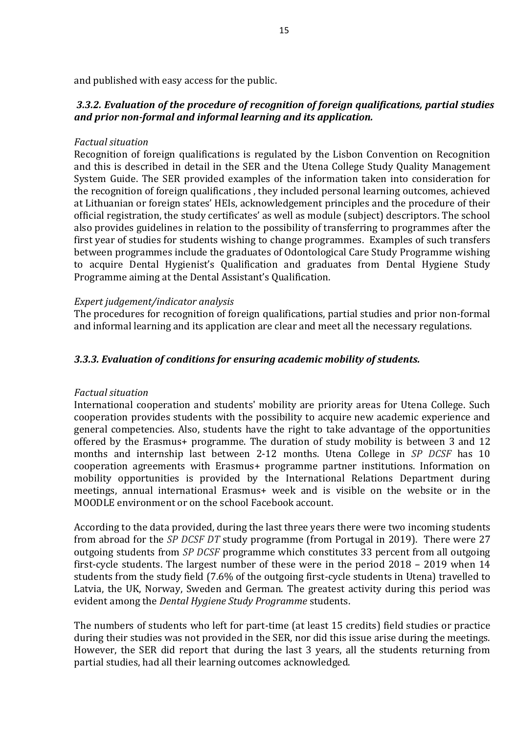and published with easy access for the public.

### *3.3.2. Evaluation of the procedure of recognition of foreign qualifications, partial studies and prior non-formal and informal learning and its application.*

*Factual situation*

Recognition of foreign qualifications is regulated by the Lisbon Convention on Recognition and this is described in detail in the SER and the Utena College Study Quality Management System Guide. The SER provided examples of the information taken into consideration for the recognition of foreign qualifications , they included personal learning outcomes, achieved at Lithuanian or foreign states' HEIs, acknowledgement principles and the procedure of their official registration, the study certificates' as well as module (subject) descriptors. The school also provides guidelines in relation to the possibility of transferring to programmes after the first year of studies for students wishing to change programmes. Examples of such transfers between programmes include the graduates of Odontological Care Study Programme wishing to acquire Dental Hygienist's Qualification and graduates from Dental Hygiene Study Programme aiming at the Dental Assistant's Qualification.

*Expert judgement/indicator analysis*

The procedures for recognition of foreign qualifications, partial studies and prior non-formal and informal learning and its application are clear and meet all the necessary regulations.

### *3.3.3. Evaluation of conditions for ensuring academic mobility of students.*

*Factual situation*

International cooperation and students' mobility are priority areas for Utena College. Such cooperation provides students with the possibility to acquire new academic experience and general competencies. Also, students have the right to take advantage of the opportunities offered by the Erasmus+ programme. The duration of study mobility is between 3 and 12 months and internship last between 2-12 months. Utena College in *SP DCSF* has 10 cooperation agreements with Erasmus+ programme partner institutions. Information on mobility opportunities is provided by the International Relations Department during meetings, annual international Erasmus+ week and is visible on the website or in the MOODLE environment or on the school Facebook account.

According to the data provided, during the last three years there were two incoming students from abroad for the *SP DCSF DT* study programme (from Portugal in 2019). There were 27 outgoing students from *SP DCSF* programme which constitutes 33 percent from all outgoing first-cycle students. The largest number of these were in the period 2018 – 2019 when 14 students from the study field (7.6% of the outgoing first-cycle students in Utena) travelled to Latvia, the UK, Norway, Sweden and German. The greatest activity during this period was evident among the *Dental Hygiene Study Programme* students.

The numbers of students who left for part-time (at least 15 credits) field studies or practice during their studies was not provided in the SER, nor did this issue arise during the meetings. However, the SER did report that during the last 3 years, all the students returning from partial studies, had all their learning outcomes acknowledged.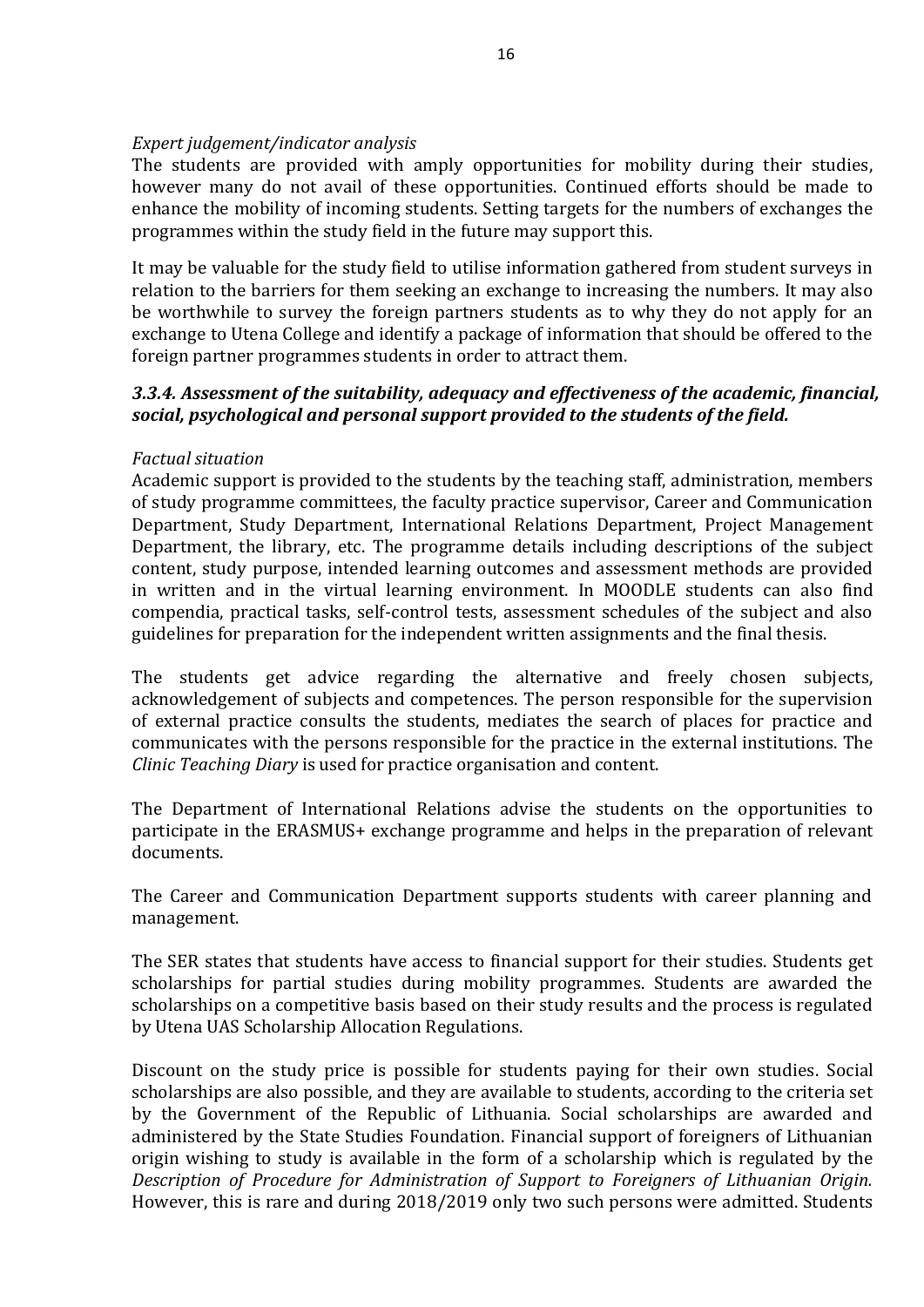*Expert judgement/indicator analysis*

The students are provided with amply opportunities for mobility during their studies, however many do not avail of these opportunities. Continued efforts should be made to enhance the mobility of incoming students. Setting targets for the numbers of exchanges the programmes within the study field in the future may support this.

It may be valuable for the study field to utilise information gathered from student surveys in relation to the barriers for them seeking an exchange to increasing the numbers. It may also be worthwhile to survey the foreign partners students as to why they do not apply for an exchange to Utena College and identify a package of information that should be offered to the foreign partner programmes students in order to attract them.

### *3.3.4. Assessment of the suitability, adequacy and effectiveness of the academic, financial, social, psychological and personal support provided to the students of the field.*

*Factual situation*

Academic support is provided to the students by the teaching staff, administration, members of study programme committees, the faculty practice supervisor, Career and Communication Department, Study Department, International Relations Department, Project Management Department, the library, etc. The programme details including descriptions of the subject content, study purpose, intended learning outcomes and assessment methods are provided in written and in the virtual learning environment. In MOODLE students can also find compendia, practical tasks, self-control tests, assessment schedules of the subject and also guidelines for preparation for the independent written assignments and the final thesis.

The students get advice regarding the alternative and freely chosen subjects, acknowledgement of subjects and competences. The person responsible for the supervision of external practice consults the students, mediates the search of places for practice and communicates with the persons responsible for the practice in the external institutions. The *Clinic Teaching Diary* is used for practice organisation and content.

The Department of International Relations advise the students on the opportunities to participate in the ERASMUS+ exchange programme and helps in the preparation of relevant documents.

The Career and Communication Department supports students with career planning and management.

The SER states that students have access to financial support for their studies. Students get scholarships for partial studies during mobility programmes. Students are awarded the scholarships on a competitive basis based on their study results and the process is regulated by Utena UAS Scholarship Allocation Regulations.

Discount on the study price is possible for students paying for their own studies. Social scholarships are also possible, and they are available to students, according to the criteria set by the Government of the Republic of Lithuania. Social scholarships are awarded and administered by the State Studies Foundation. Financial support of foreigners of Lithuanian origin wishing to study is available in the form of a scholarship which is regulated by the *Description of Procedure for Administration of Support to Foreigners of Lithuanian Origin.* However, this is rare and during 2018/2019 only two such persons were admitted. Students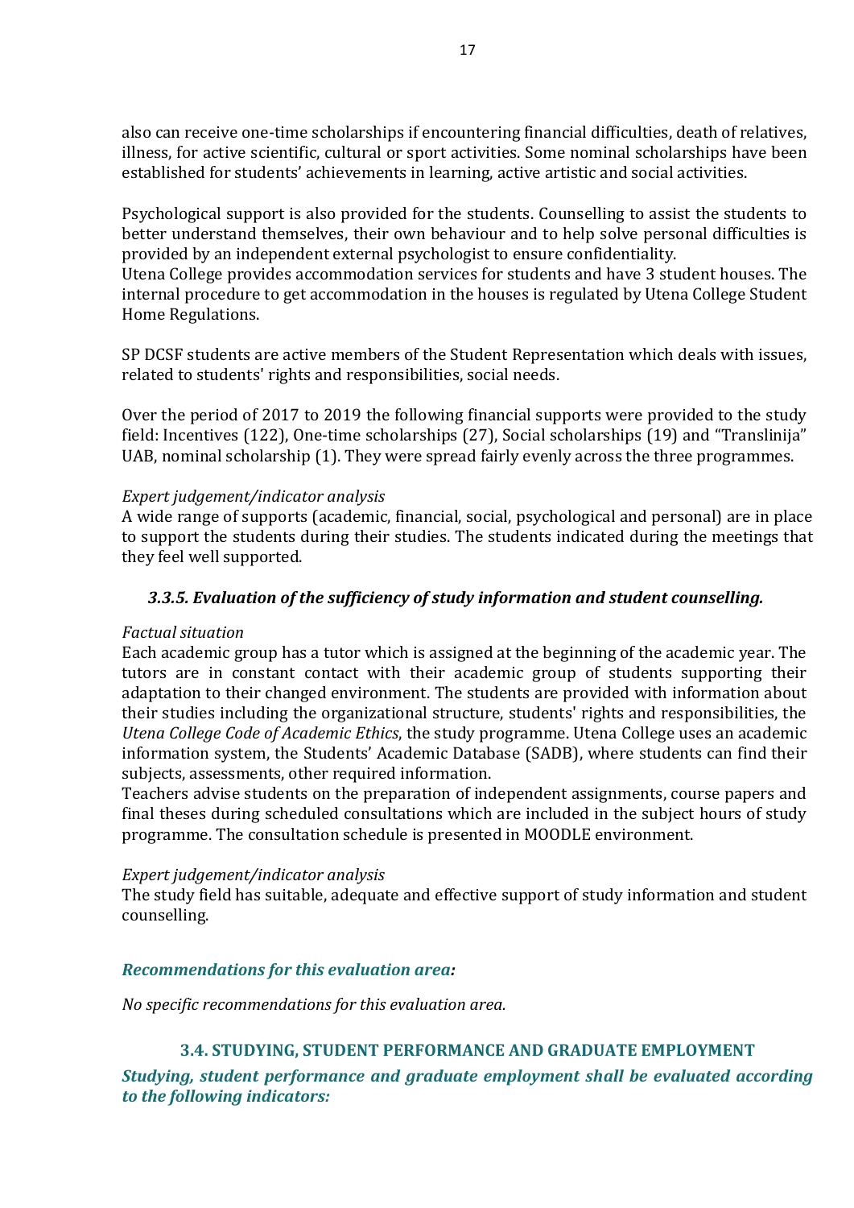also can receive one-time scholarships if encountering financial difficulties, death of relatives, illness, for active scientific, cultural or sport activities. Some nominal scholarships have been established for students' achievements in learning, active artistic and social activities.

Psychological support is also provided for the students. Counselling to assist the students to better understand themselves, their own behaviour and to help solve personal difficulties is provided by an independent external psychologist to ensure confidentiality.
Utena College provides accommodation services for students and have 3 student houses. The internal procedure to get accommodation in the houses is regulated by Utena College Student Home Regulations.

SP DCSF students are active members of the Student Representation which deals with issues, related to students' rights and responsibilities, social needs.

Over the period of 2017 to 2019 the following financial supports were provided to the study field: Incentives (122), One-time scholarships (27), Social scholarships (19) and "Translinija" UAB, nominal scholarship (1). They were spread fairly evenly across the three programmes.

*Expert judgement/indicator analysis*
A wide range of supports (academic, financial, social, psychological and personal) are in place to support the students during their studies. The students indicated during the meetings that they feel well supported.

### *3.3.5. Evaluation of the sufficiency of study information and student counselling.*

*Factual situation*
Each academic group has a tutor which is assigned at the beginning of the academic year. The tutors are in constant contact with their academic group of students supporting their adaptation to their changed environment. The students are provided with information about their studies including the organizational structure, students' rights and responsibilities, the *Utena College Code of Academic Ethics*, the study programme. Utena College uses an academic information system, the Students' Academic Database (SADB), where students can find their subjects, assessments, other required information.
Teachers advise students on the preparation of independent assignments, course papers and final theses during scheduled consultations which are included in the subject hours of study programme. The consultation schedule is presented in MOODLE environment.

*Expert judgement/indicator analysis*
The study field has suitable, adequate and effective support of study information and student counselling.

***Recommendations for this evaluation area:***

*No specific recommendations for this evaluation area.*

## 3.4. STUDYING, STUDENT PERFORMANCE AND GRADUATE EMPLOYMENT

***Studying, student performance and graduate employment shall be evaluated according to the following indicators:***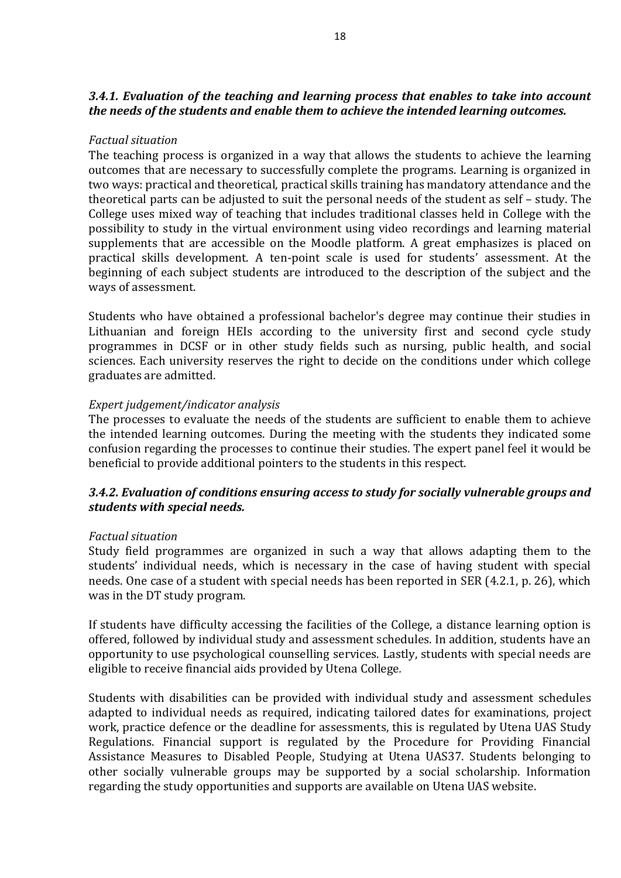### *3.4.1. Evaluation of the teaching and learning process that enables to take into account the needs of the students and enable them to achieve the intended learning outcomes.*

*Factual situation*

The teaching process is organized in a way that allows the students to achieve the learning outcomes that are necessary to successfully complete the programs. Learning is organized in two ways: practical and theoretical, practical skills training has mandatory attendance and the theoretical parts can be adjusted to suit the personal needs of the student as self – study. The College uses mixed way of teaching that includes traditional classes held in College with the possibility to study in the virtual environment using video recordings and learning material supplements that are accessible on the Moodle platform. A great emphasizes is placed on practical skills development. A ten-point scale is used for students' assessment. At the beginning of each subject students are introduced to the description of the subject and the ways of assessment.

Students who have obtained a professional bachelor's degree may continue their studies in Lithuanian and foreign HEIs according to the university first and second cycle study programmes in DCSF or in other study fields such as nursing, public health, and social sciences. Each university reserves the right to decide on the conditions under which college graduates are admitted.

*Expert judgement/indicator analysis*

The processes to evaluate the needs of the students are sufficient to enable them to achieve the intended learning outcomes. During the meeting with the students they indicated some confusion regarding the processes to continue their studies. The expert panel feel it would be beneficial to provide additional pointers to the students in this respect.

### *3.4.2. Evaluation of conditions ensuring access to study for socially vulnerable groups and students with special needs.*

*Factual situation*

Study field programmes are organized in such a way that allows adapting them to the students' individual needs, which is necessary in the case of having student with special needs. One case of a student with special needs has been reported in SER (4.2.1, p. 26), which was in the DT study program.

If students have difficulty accessing the facilities of the College, a distance learning option is offered, followed by individual study and assessment schedules. In addition, students have an opportunity to use psychological counselling services. Lastly, students with special needs are eligible to receive financial aids provided by Utena College.

Students with disabilities can be provided with individual study and assessment schedules adapted to individual needs as required, indicating tailored dates for examinations, project work, practice defence or the deadline for assessments, this is regulated by Utena UAS Study Regulations. Financial support is regulated by the Procedure for Providing Financial Assistance Measures to Disabled People, Studying at Utena UAS37. Students belonging to other socially vulnerable groups may be supported by a social scholarship. Information regarding the study opportunities and supports are available on Utena UAS website.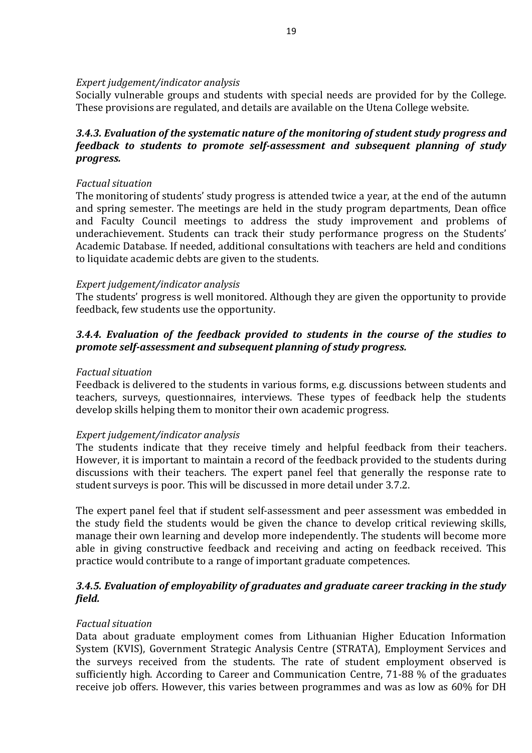*Expert judgement/indicator analysis*

Socially vulnerable groups and students with special needs are provided for by the College. These provisions are regulated, and details are available on the Utena College website.

### *3.4.3. Evaluation of the systematic nature of the monitoring of student study progress and feedback to students to promote self-assessment and subsequent planning of study progress.*

*Factual situation*

The monitoring of students' study progress is attended twice a year, at the end of the autumn and spring semester. The meetings are held in the study program departments, Dean office and Faculty Council meetings to address the study improvement and problems of underachievement. Students can track their study performance progress on the Students' Academic Database. If needed, additional consultations with teachers are held and conditions to liquidate academic debts are given to the students.

*Expert judgement/indicator analysis*

The students' progress is well monitored. Although they are given the opportunity to provide feedback, few students use the opportunity.

### *3.4.4. Evaluation of the feedback provided to students in the course of the studies to promote self-assessment and subsequent planning of study progress.*

*Factual situation*

Feedback is delivered to the students in various forms, e.g. discussions between students and teachers, surveys, questionnaires, interviews. These types of feedback help the students develop skills helping them to monitor their own academic progress.

*Expert judgement/indicator analysis*

The students indicate that they receive timely and helpful feedback from their teachers. However, it is important to maintain a record of the feedback provided to the students during discussions with their teachers. The expert panel feel that generally the response rate to student surveys is poor. This will be discussed in more detail under 3.7.2.

The expert panel feel that if student self-assessment and peer assessment was embedded in the study field the students would be given the chance to develop critical reviewing skills, manage their own learning and develop more independently. The students will become more able in giving constructive feedback and receiving and acting on feedback received. This practice would contribute to a range of important graduate competences.

### *3.4.5. Evaluation of employability of graduates and graduate career tracking in the study field.*

*Factual situation*

Data about graduate employment comes from Lithuanian Higher Education Information System (KVIS), Government Strategic Analysis Centre (STRATA), Employment Services and the surveys received from the students. The rate of student employment observed is sufficiently high. According to Career and Communication Centre, 71-88 % of the graduates receive job offers. However, this varies between programmes and was as low as 60% for DH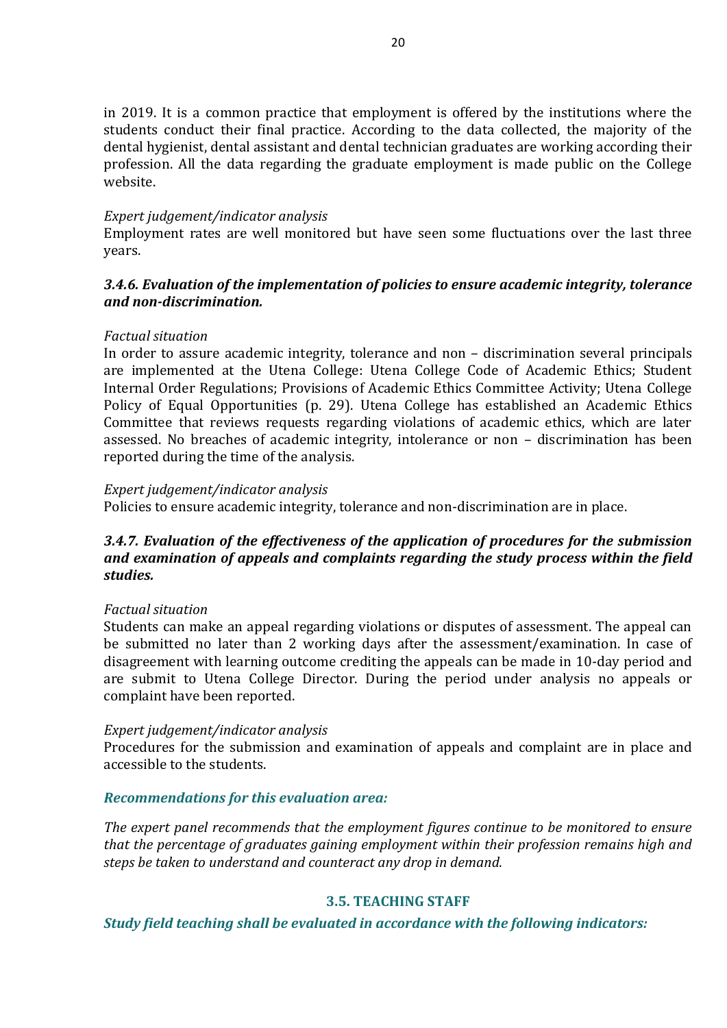in 2019. It is a common practice that employment is offered by the institutions where the students conduct their final practice. According to the data collected, the majority of the dental hygienist, dental assistant and dental technician graduates are working according their profession. All the data regarding the graduate employment is made public on the College website.

*Expert judgement/indicator analysis*

Employment rates are well monitored but have seen some fluctuations over the last three years.

### *3.4.6. Evaluation of the implementation of policies to ensure academic integrity, tolerance and non-discrimination.*

*Factual situation*

In order to assure academic integrity, tolerance and non – discrimination several principals are implemented at the Utena College: Utena College Code of Academic Ethics; Student Internal Order Regulations; Provisions of Academic Ethics Committee Activity; Utena College Policy of Equal Opportunities (p. 29). Utena College has established an Academic Ethics Committee that reviews requests regarding violations of academic ethics, which are later assessed. No breaches of academic integrity, intolerance or non – discrimination has been reported during the time of the analysis.

*Expert judgement/indicator analysis*

Policies to ensure academic integrity, tolerance and non-discrimination are in place.

### *3.4.7. Evaluation of the effectiveness of the application of procedures for the submission and examination of appeals and complaints regarding the study process within the field studies.*

*Factual situation*

Students can make an appeal regarding violations or disputes of assessment. The appeal can be submitted no later than 2 working days after the assessment/examination. In case of disagreement with learning outcome crediting the appeals can be made in 10-day period and are submit to Utena College Director. During the period under analysis no appeals or complaint have been reported.

*Expert judgement/indicator analysis*

Procedures for the submission and examination of appeals and complaint are in place and accessible to the students.

#### *Recommendations for this evaluation area:*

*The expert panel recommends that the employment figures continue to be monitored to ensure that the percentage of graduates gaining employment within their profession remains high and steps be taken to understand and counteract any drop in demand.*

## 3.5. TEACHING STAFF

***Study field teaching shall be evaluated in accordance with the following indicators:***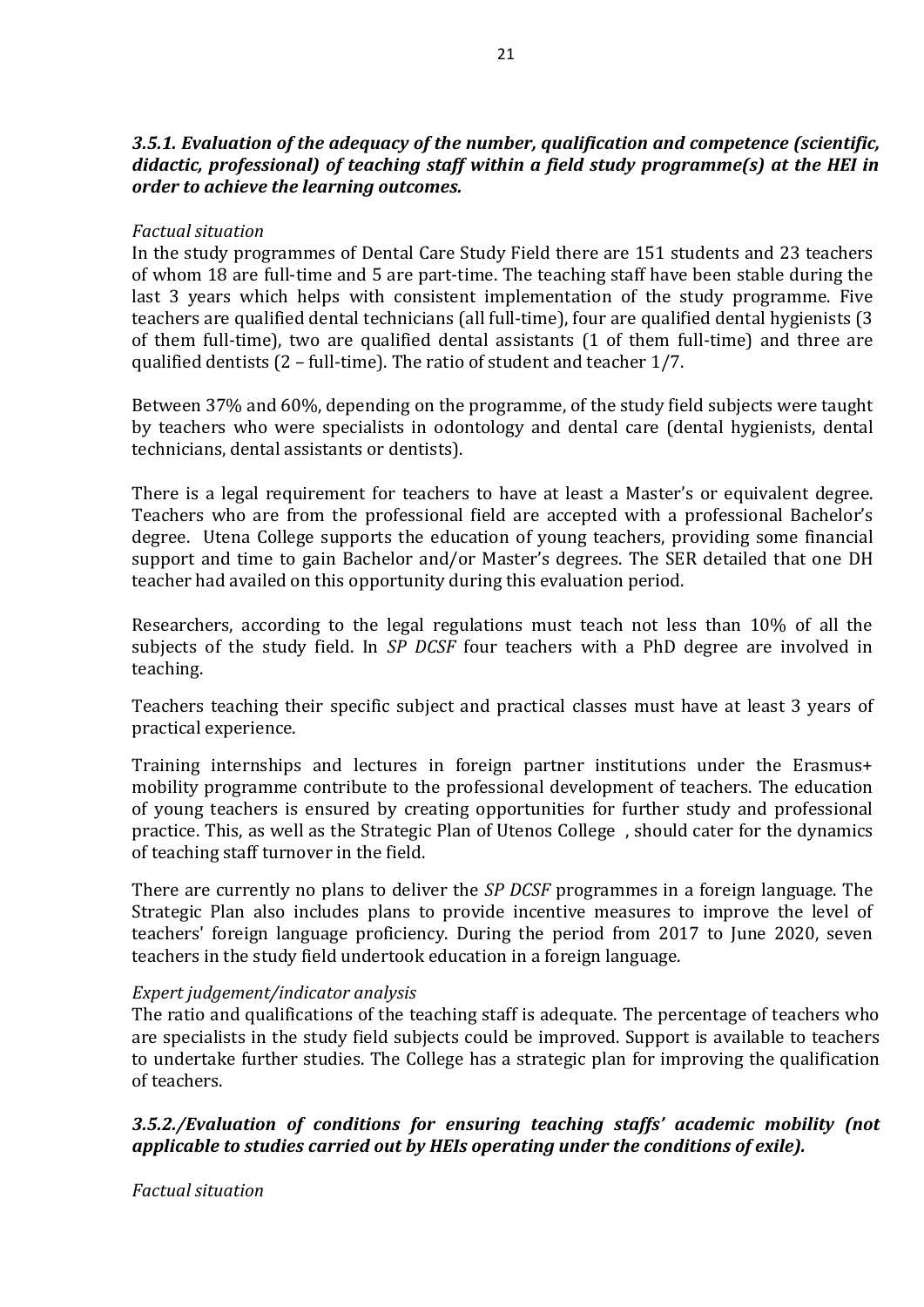### *3.5.1. Evaluation of the adequacy of the number, qualification and competence (scientific, didactic, professional) of teaching staff within a field study programme(s) at the HEI in order to achieve the learning outcomes.*

*Factual situation*

In the study programmes of Dental Care Study Field there are 151 students and 23 teachers of whom 18 are full-time and 5 are part-time. The teaching staff have been stable during the last 3 years which helps with consistent implementation of the study programme. Five teachers are qualified dental technicians (all full-time), four are qualified dental hygienists (3 of them full-time), two are qualified dental assistants (1 of them full-time) and three are qualified dentists (2 – full-time). The ratio of student and teacher 1/7.

Between 37% and 60%, depending on the programme, of the study field subjects were taught by teachers who were specialists in odontology and dental care (dental hygienists, dental technicians, dental assistants or dentists).

There is a legal requirement for teachers to have at least a Master's or equivalent degree. Teachers who are from the professional field are accepted with a professional Bachelor's degree. Utena College supports the education of young teachers, providing some financial support and time to gain Bachelor and/or Master's degrees. The SER detailed that one DH teacher had availed on this opportunity during this evaluation period.

Researchers, according to the legal regulations must teach not less than 10% of all the subjects of the study field. In *SP DCSF* four teachers with a PhD degree are involved in teaching.

Teachers teaching their specific subject and practical classes must have at least 3 years of practical experience.

Training internships and lectures in foreign partner institutions under the Erasmus+ mobility programme contribute to the professional development of teachers. The education of young teachers is ensured by creating opportunities for further study and professional practice. This, as well as the Strategic Plan of Utenos College , should cater for the dynamics of teaching staff turnover in the field.

There are currently no plans to deliver the *SP DCSF* programmes in a foreign language. The Strategic Plan also includes plans to provide incentive measures to improve the level of teachers' foreign language proficiency. During the period from 2017 to June 2020, seven teachers in the study field undertook education in a foreign language.

*Expert judgement/indicator analysis*

The ratio and qualifications of the teaching staff is adequate. The percentage of teachers who are specialists in the study field subjects could be improved. Support is available to teachers to undertake further studies. The College has a strategic plan for improving the qualification of teachers.

### *3.5.2./Evaluation of conditions for ensuring teaching staffs' academic mobility (not applicable to studies carried out by HEIs operating under the conditions of exile).*

*Factual situation*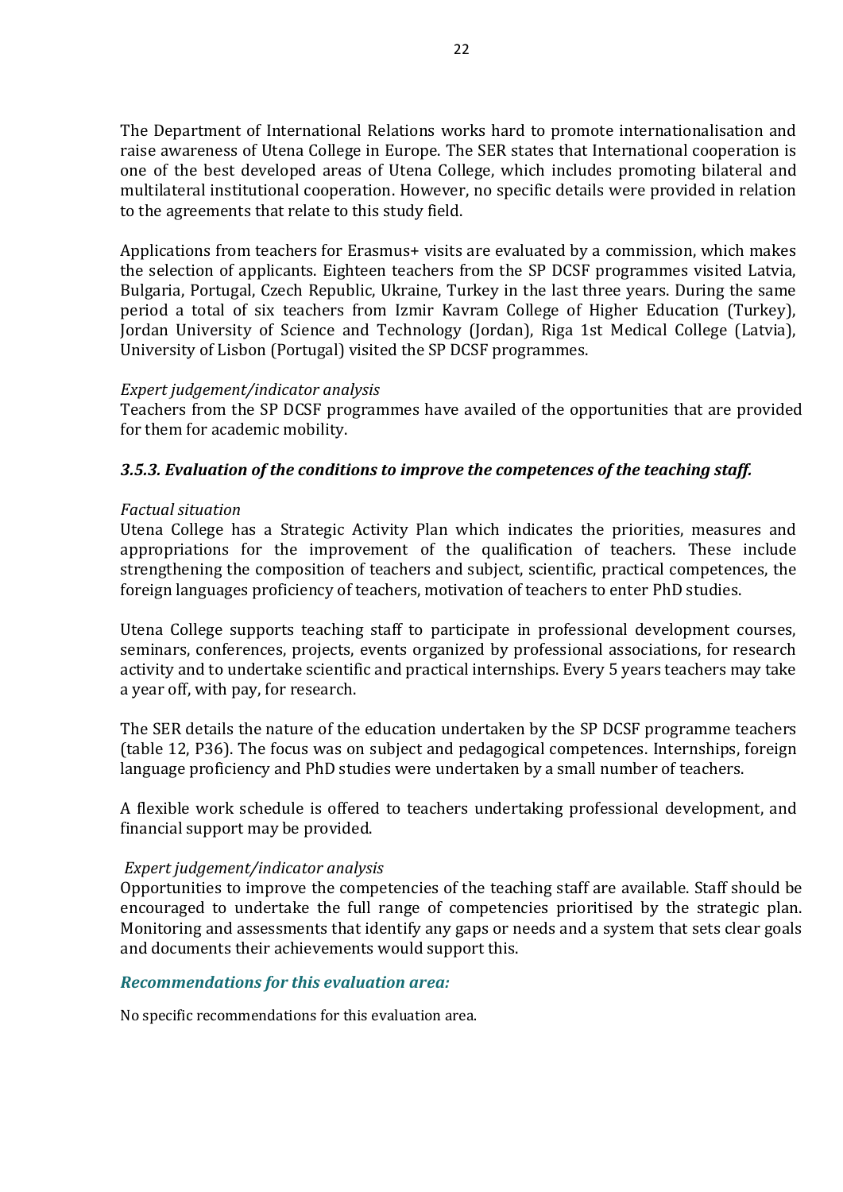The Department of International Relations works hard to promote internationalisation and raise awareness of Utena College in Europe. The SER states that International cooperation is one of the best developed areas of Utena College, which includes promoting bilateral and multilateral institutional cooperation. However, no specific details were provided in relation to the agreements that relate to this study field.

Applications from teachers for Erasmus+ visits are evaluated by a commission, which makes the selection of applicants. Eighteen teachers from the SP DCSF programmes visited Latvia, Bulgaria, Portugal, Czech Republic, Ukraine, Turkey in the last three years. During the same period a total of six teachers from Izmir Kavram College of Higher Education (Turkey), Jordan University of Science and Technology (Jordan), Riga 1st Medical College (Latvia), University of Lisbon (Portugal) visited the SP DCSF programmes.

*Expert judgement/indicator analysis*

Teachers from the SP DCSF programmes have availed of the opportunities that are provided for them for academic mobility.

### *3.5.3. Evaluation of the conditions to improve the competences of the teaching staff.*

*Factual situation*

Utena College has a Strategic Activity Plan which indicates the priorities, measures and appropriations for the improvement of the qualification of teachers. These include strengthening the composition of teachers and subject, scientific, practical competences, the foreign languages proficiency of teachers, motivation of teachers to enter PhD studies.

Utena College supports teaching staff to participate in professional development courses, seminars, conferences, projects, events organized by professional associations, for research activity and to undertake scientific and practical internships. Every 5 years teachers may take a year off, with pay, for research.

The SER details the nature of the education undertaken by the SP DCSF programme teachers (table 12, P36). The focus was on subject and pedagogical competences. Internships, foreign language proficiency and PhD studies were undertaken by a small number of teachers.

A flexible work schedule is offered to teachers undertaking professional development, and financial support may be provided.

*Expert judgement/indicator analysis*

Opportunities to improve the competencies of the teaching staff are available. Staff should be encouraged to undertake the full range of competencies prioritised by the strategic plan. Monitoring and assessments that identify any gaps or needs and a system that sets clear goals and documents their achievements would support this.

### *Recommendations for this evaluation area:*

No specific recommendations for this evaluation area.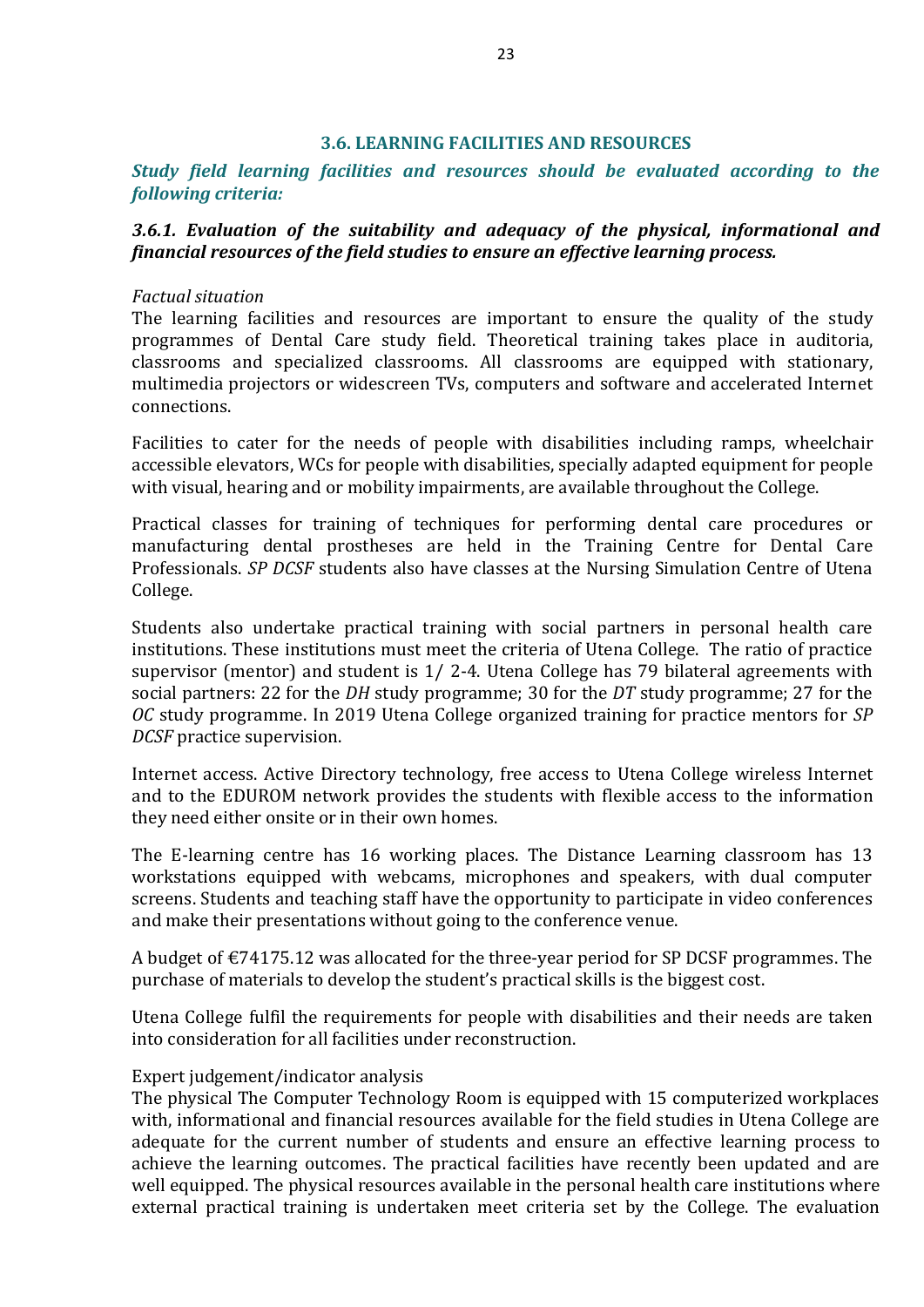### 3.6. LEARNING FACILITIES AND RESOURCES

***Study field learning facilities and resources should be evaluated according to the following criteria:***

#### *3.6.1. Evaluation of the suitability and adequacy of the physical, informational and financial resources of the field studies to ensure an effective learning process.*

*Factual situation*

The learning facilities and resources are important to ensure the quality of the study programmes of Dental Care study field. Theoretical training takes place in auditoria, classrooms and specialized classrooms. All classrooms are equipped with stationary, multimedia projectors or widescreen TVs, computers and software and accelerated Internet connections.

Facilities to cater for the needs of people with disabilities including ramps, wheelchair accessible elevators, WCs for people with disabilities, specially adapted equipment for people with visual, hearing and or mobility impairments, are available throughout the College.

Practical classes for training of techniques for performing dental care procedures or manufacturing dental prostheses are held in the Training Centre for Dental Care Professionals. *SP DCSF* students also have classes at the Nursing Simulation Centre of Utena College.

Students also undertake practical training with social partners in personal health care institutions. These institutions must meet the criteria of Utena College. The ratio of practice supervisor (mentor) and student is 1/ 2-4. Utena College has 79 bilateral agreements with social partners: 22 for the *DH* study programme; 30 for the *DT* study programme; 27 for the *OC* study programme. In 2019 Utena College organized training for practice mentors for *SP DCSF* practice supervision.

Internet access. Active Directory technology, free access to Utena College wireless Internet and to the EDUROM network provides the students with flexible access to the information they need either onsite or in their own homes.

The E-learning centre has 16 working places. The Distance Learning classroom has 13 workstations equipped with webcams, microphones and speakers, with dual computer screens. Students and teaching staff have the opportunity to participate in video conferences and make their presentations without going to the conference venue.

A budget of €74175.12 was allocated for the three-year period for SP DCSF programmes. The purchase of materials to develop the student's practical skills is the biggest cost.

Utena College fulfil the requirements for people with disabilities and their needs are taken into consideration for all facilities under reconstruction.

Expert judgement/indicator analysis

The physical The Computer Technology Room is equipped with 15 computerized workplaces with, informational and financial resources available for the field studies in Utena College are adequate for the current number of students and ensure an effective learning process to achieve the learning outcomes. The practical facilities have recently been updated and are well equipped. The physical resources available in the personal health care institutions where external practical training is undertaken meet criteria set by the College. The evaluation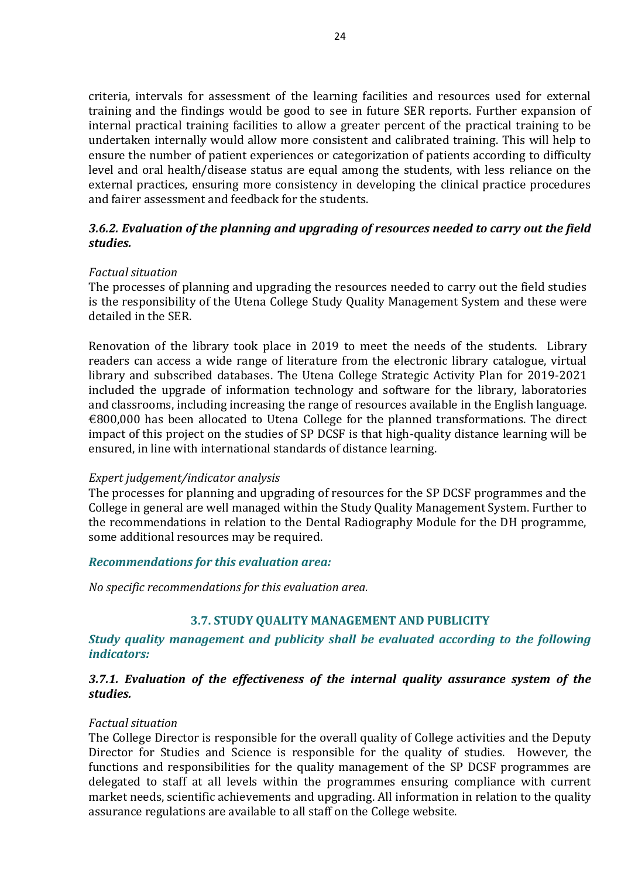criteria, intervals for assessment of the learning facilities and resources used for external training and the findings would be good to see in future SER reports. Further expansion of internal practical training facilities to allow a greater percent of the practical training to be undertaken internally would allow more consistent and calibrated training. This will help to ensure the number of patient experiences or categorization of patients according to difficulty level and oral health/disease status are equal among the students, with less reliance on the external practices, ensuring more consistency in developing the clinical practice procedures and fairer assessment and feedback for the students.

### *3.6.2. Evaluation of the planning and upgrading of resources needed to carry out the field studies.*

*Factual situation*

The processes of planning and upgrading the resources needed to carry out the field studies is the responsibility of the Utena College Study Quality Management System and these were detailed in the SER.

Renovation of the library took place in 2019 to meet the needs of the students. Library readers can access a wide range of literature from the electronic library catalogue, virtual library and subscribed databases. The Utena College Strategic Activity Plan for 2019-2021 included the upgrade of information technology and software for the library, laboratories and classrooms, including increasing the range of resources available in the English language. €800,000 has been allocated to Utena College for the planned transformations. The direct impact of this project on the studies of SP DCSF is that high-quality distance learning will be ensured, in line with international standards of distance learning.

*Expert judgement/indicator analysis*

The processes for planning and upgrading of resources for the SP DCSF programmes and the College in general are well managed within the Study Quality Management System. Further to the recommendations in relation to the Dental Radiography Module for the DH programme, some additional resources may be required.

***Recommendations for this evaluation area:***

*No specific recommendations for this evaluation area.*

## 3.7. STUDY QUALITY MANAGEMENT AND PUBLICITY

***Study quality management and publicity shall be evaluated according to the following indicators:***

### *3.7.1. Evaluation of the effectiveness of the internal quality assurance system of the studies.*

*Factual situation*

The College Director is responsible for the overall quality of College activities and the Deputy Director for Studies and Science is responsible for the quality of studies. However, the functions and responsibilities for the quality management of the SP DCSF programmes are delegated to staff at all levels within the programmes ensuring compliance with current market needs, scientific achievements and upgrading. All information in relation to the quality assurance regulations are available to all staff on the College website.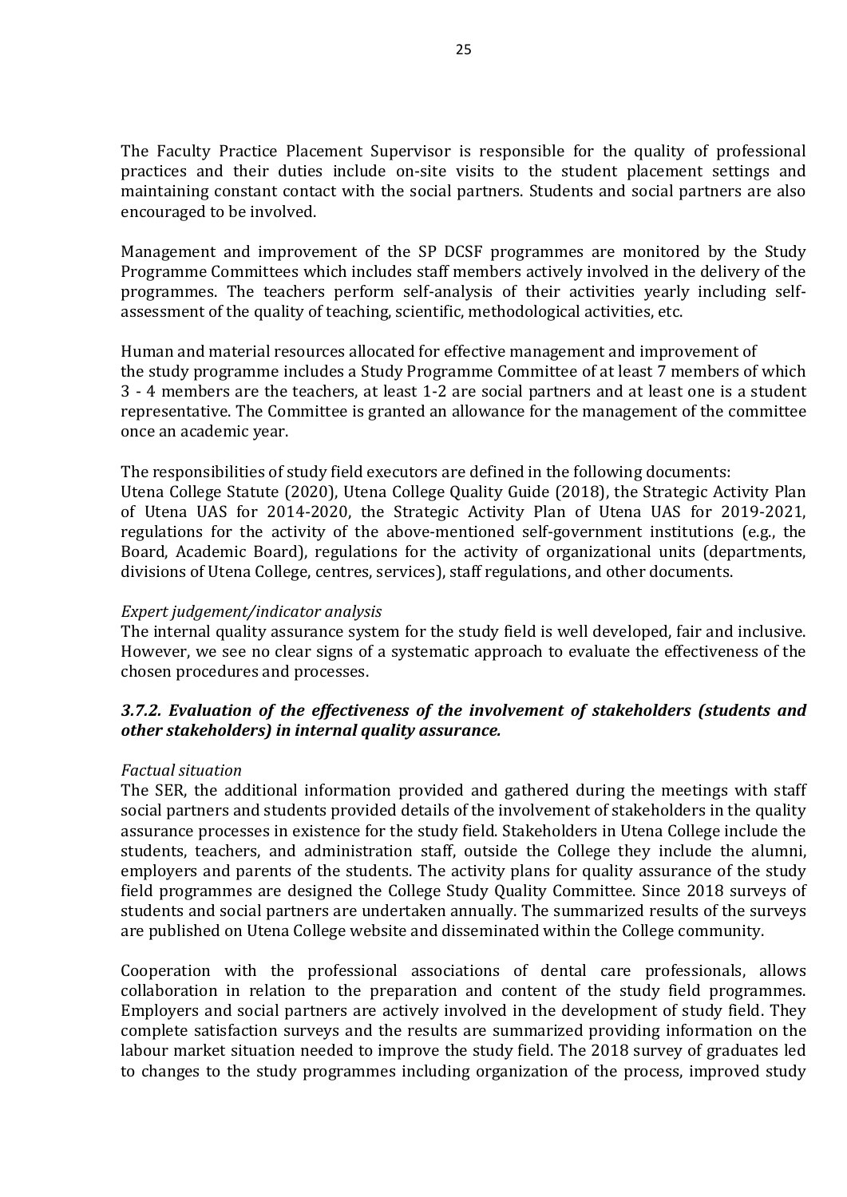The Faculty Practice Placement Supervisor is responsible for the quality of professional practices and their duties include on-site visits to the student placement settings and maintaining constant contact with the social partners. Students and social partners are also encouraged to be involved.

Management and improvement of the SP DCSF programmes are monitored by the Study Programme Committees which includes staff members actively involved in the delivery of the programmes. The teachers perform self-analysis of their activities yearly including self-assessment of the quality of teaching, scientific, methodological activities, etc.

Human and material resources allocated for effective management and improvement of the study programme includes a Study Programme Committee of at least 7 members of which 3 - 4 members are the teachers, at least 1-2 are social partners and at least one is a student representative. The Committee is granted an allowance for the management of the committee once an academic year.

The responsibilities of study field executors are defined in the following documents:
Utena College Statute (2020), Utena College Quality Guide (2018), the Strategic Activity Plan of Utena UAS for 2014-2020, the Strategic Activity Plan of Utena UAS for 2019-2021, regulations for the activity of the above-mentioned self-government institutions (e.g., the Board, Academic Board), regulations for the activity of organizational units (departments, divisions of Utena College, centres, services), staff regulations, and other documents.

*Expert judgement/indicator analysis*
The internal quality assurance system for the study field is well developed, fair and inclusive. However, we see no clear signs of a systematic approach to evaluate the effectiveness of the chosen procedures and processes.

### *3.7.2. Evaluation of the effectiveness of the involvement of stakeholders (students and other stakeholders) in internal quality assurance.*

*Factual situation*
The SER, the additional information provided and gathered during the meetings with staff social partners and students provided details of the involvement of stakeholders in the quality assurance processes in existence for the study field. Stakeholders in Utena College include the students, teachers, and administration staff, outside the College they include the alumni, employers and parents of the students. The activity plans for quality assurance of the study field programmes are designed the College Study Quality Committee. Since 2018 surveys of students and social partners are undertaken annually. The summarized results of the surveys are published on Utena College website and disseminated within the College community.

Cooperation with the professional associations of dental care professionals, allows collaboration in relation to the preparation and content of the study field programmes. Employers and social partners are actively involved in the development of study field. They complete satisfaction surveys and the results are summarized providing information on the labour market situation needed to improve the study field. The 2018 survey of graduates led to changes to the study programmes including organization of the process, improved study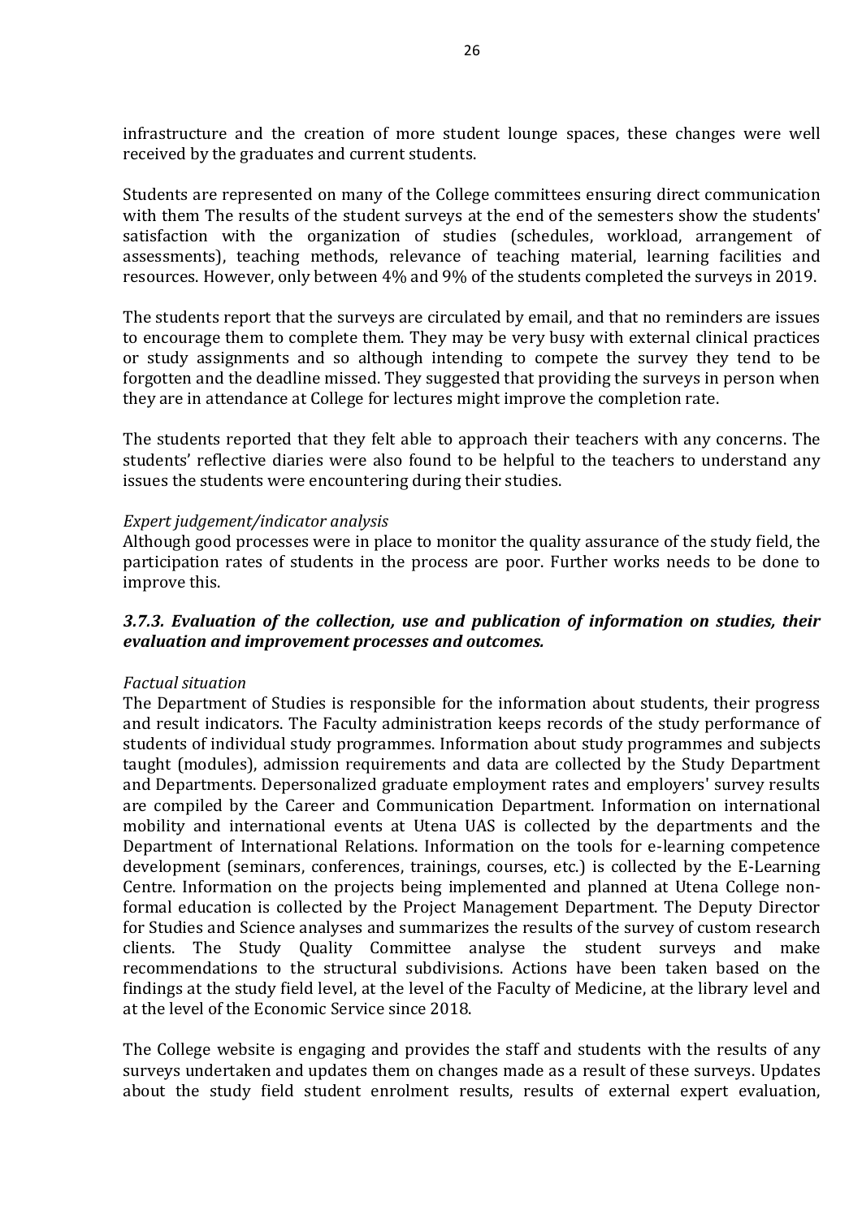infrastructure and the creation of more student lounge spaces, these changes were well received by the graduates and current students.

Students are represented on many of the College committees ensuring direct communication with them The results of the student surveys at the end of the semesters show the students' satisfaction with the organization of studies (schedules, workload, arrangement of assessments), teaching methods, relevance of teaching material, learning facilities and resources. However, only between 4% and 9% of the students completed the surveys in 2019.

The students report that the surveys are circulated by email, and that no reminders are issues to encourage them to complete them. They may be very busy with external clinical practices or study assignments and so although intending to compete the survey they tend to be forgotten and the deadline missed. They suggested that providing the surveys in person when they are in attendance at College for lectures might improve the completion rate.

The students reported that they felt able to approach their teachers with any concerns. The students' reflective diaries were also found to be helpful to the teachers to understand any issues the students were encountering during their studies.

*Expert judgement/indicator analysis*
Although good processes were in place to monitor the quality assurance of the study field, the participation rates of students in the process are poor. Further works needs to be done to improve this.

### *3.7.3. Evaluation of the collection, use and publication of information on studies, their evaluation and improvement processes and outcomes.*

*Factual situation*
The Department of Studies is responsible for the information about students, their progress and result indicators. The Faculty administration keeps records of the study performance of students of individual study programmes. Information about study programmes and subjects taught (modules), admission requirements and data are collected by the Study Department and Departments. Depersonalized graduate employment rates and employers' survey results are compiled by the Career and Communication Department. Information on international mobility and international events at Utena UAS is collected by the departments and the Department of International Relations. Information on the tools for e-learning competence development (seminars, conferences, trainings, courses, etc.) is collected by the E-Learning Centre. Information on the projects being implemented and planned at Utena College non-formal education is collected by the Project Management Department. The Deputy Director for Studies and Science analyses and summarizes the results of the survey of custom research clients. The Study Quality Committee analyse the student surveys and make recommendations to the structural subdivisions. Actions have been taken based on the findings at the study field level, at the level of the Faculty of Medicine, at the library level and at the level of the Economic Service since 2018.

The College website is engaging and provides the staff and students with the results of any surveys undertaken and updates them on changes made as a result of these surveys. Updates about the study field student enrolment results, results of external expert evaluation,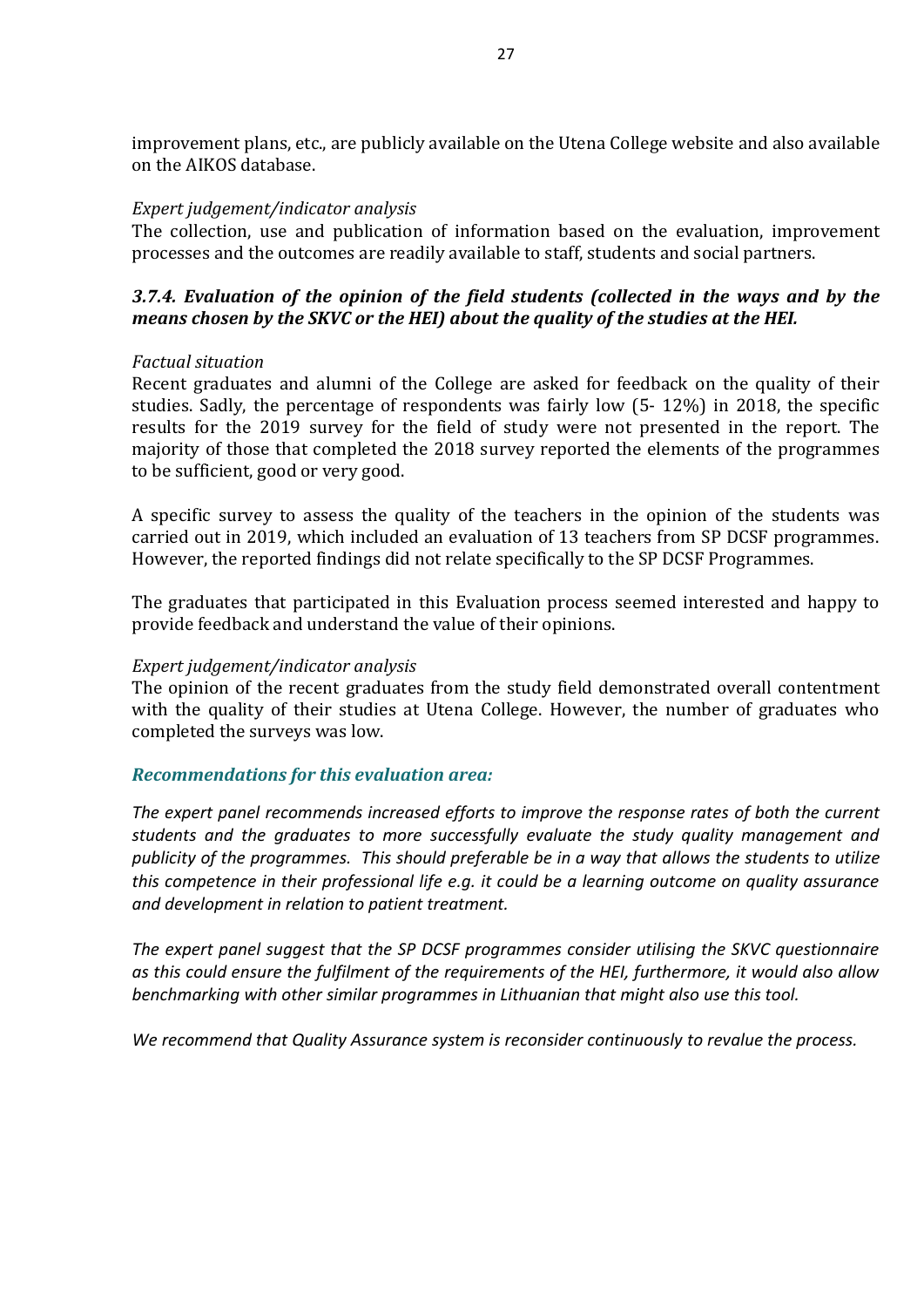improvement plans, etc., are publicly available on the Utena College website and also available on the AIKOS database.

*Expert judgement/indicator analysis*

The collection, use and publication of information based on the evaluation, improvement processes and the outcomes are readily available to staff, students and social partners.

### *3.7.4. Evaluation of the opinion of the field students (collected in the ways and by the means chosen by the SKVC or the HEI) about the quality of the studies at the HEI.*

*Factual situation*

Recent graduates and alumni of the College are asked for feedback on the quality of their studies. Sadly, the percentage of respondents was fairly low (5- 12%) in 2018, the specific results for the 2019 survey for the field of study were not presented in the report. The majority of those that completed the 2018 survey reported the elements of the programmes to be sufficient, good or very good.

A specific survey to assess the quality of the teachers in the opinion of the students was carried out in 2019, which included an evaluation of 13 teachers from SP DCSF programmes. However, the reported findings did not relate specifically to the SP DCSF Programmes.

The graduates that participated in this Evaluation process seemed interested and happy to provide feedback and understand the value of their opinions.

*Expert judgement/indicator analysis*

The opinion of the recent graduates from the study field demonstrated overall contentment with the quality of their studies at Utena College. However, the number of graduates who completed the surveys was low.

### *Recommendations for this evaluation area:*

*The expert panel recommends increased efforts to improve the response rates of both the current students and the graduates to more successfully evaluate the study quality management and publicity of the programmes. This should preferable be in a way that allows the students to utilize this competence in their professional life e.g. it could be a learning outcome on quality assurance and development in relation to patient treatment.*

*The expert panel suggest that the SP DCSF programmes consider utilising the SKVC questionnaire as this could ensure the fulfilment of the requirements of the HEI, furthermore, it would also allow benchmarking with other similar programmes in Lithuanian that might also use this tool.*

*We recommend that Quality Assurance system is reconsider continuously to revalue the process.*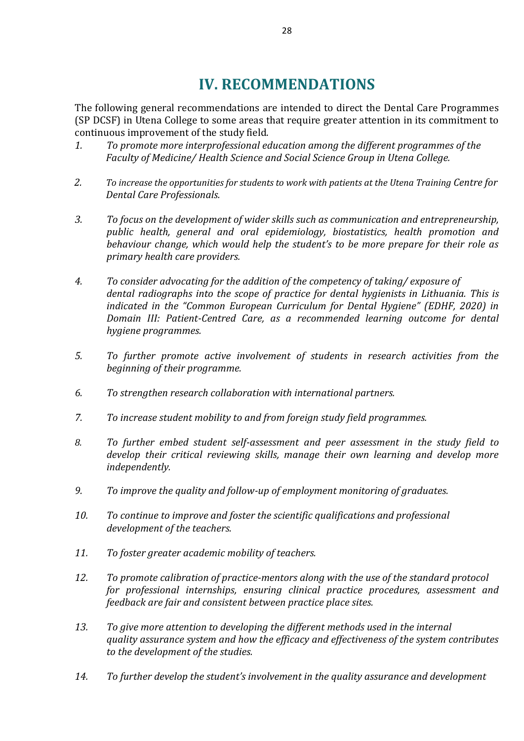# IV. RECOMMENDATIONS

The following general recommendations are intended to direct the Dental Care Programmes (SP DCSF) in Utena College to some areas that require greater attention in its commitment to continuous improvement of the study field.

1. *To promote more interprofessional education among the different programmes of the Faculty of Medicine/ Health Science and Social Science Group in Utena College.*

2. *To increase the opportunities for students to work with patients at the Utena Training Centre for Dental Care Professionals.*

3. *To focus on the development of wider skills such as communication and entrepreneurship, public health, general and oral epidemiology, biostatistics, health promotion and behaviour change, which would help the student's to be more prepare for their role as primary health care providers.*

4. *To consider advocating for the addition of the competency of taking/ exposure of dental radiographs into the scope of practice for dental hygienists in Lithuania. This is indicated in the "Common European Curriculum for Dental Hygiene" (EDHF, 2020) in Domain III: Patient-Centred Care, as a recommended learning outcome for dental hygiene programmes.*

5. *To further promote active involvement of students in research activities from the beginning of their programme.*

6. *To strengthen research collaboration with international partners.*

7. *To increase student mobility to and from foreign study field programmes.*

8. *To further embed student self-assessment and peer assessment in the study field to develop their critical reviewing skills, manage their own learning and develop more independently.*

9. *To improve the quality and follow-up of employment monitoring of graduates.*

10. *To continue to improve and foster the scientific qualifications and professional development of the teachers.*

11. *To foster greater academic mobility of teachers.*

12. *To promote calibration of practice-mentors along with the use of the standard protocol for professional internships, ensuring clinical practice procedures, assessment and feedback are fair and consistent between practice place sites.*

13. *To give more attention to developing the different methods used in the internal quality assurance system and how the efficacy and effectiveness of the system contributes to the development of the studies.*

14. *To further develop the student's involvement in the quality assurance and development*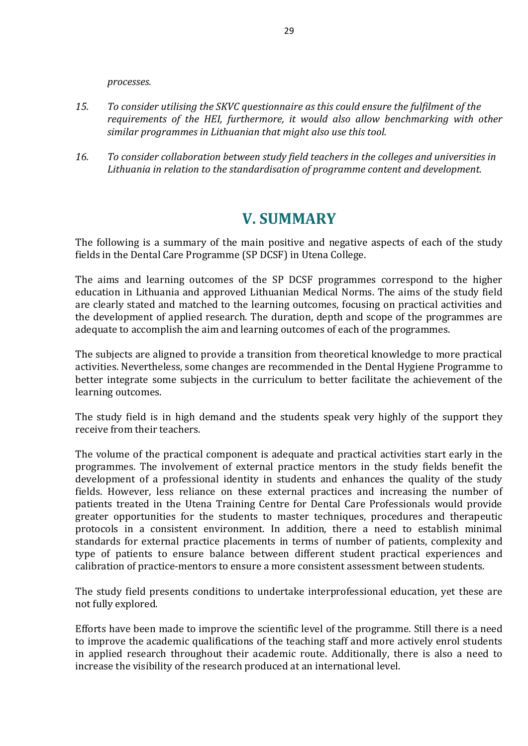*processes.*

15. *To consider utilising the SKVC questionnaire as this could ensure the fulfilment of the requirements of the HEI, furthermore, it would also allow benchmarking with other similar programmes in Lithuanian that might also use this tool.*

16. *To consider collaboration between study field teachers in the colleges and universities in Lithuania in relation to the standardisation of programme content and development.*

# V. SUMMARY

The following is a summary of the main positive and negative aspects of each of the study fields in the Dental Care Programme (SP DCSF) in Utena College.

The aims and learning outcomes of the SP DCSF programmes correspond to the higher education in Lithuania and approved Lithuanian Medical Norms. The aims of the study field are clearly stated and matched to the learning outcomes, focusing on practical activities and the development of applied research. The duration, depth and scope of the programmes are adequate to accomplish the aim and learning outcomes of each of the programmes.

The subjects are aligned to provide a transition from theoretical knowledge to more practical activities. Nevertheless, some changes are recommended in the Dental Hygiene Programme to better integrate some subjects in the curriculum to better facilitate the achievement of the learning outcomes.

The study field is in high demand and the students speak very highly of the support they receive from their teachers.

The volume of the practical component is adequate and practical activities start early in the programmes. The involvement of external practice mentors in the study fields benefit the development of a professional identity in students and enhances the quality of the study fields. However, less reliance on these external practices and increasing the number of patients treated in the Utena Training Centre for Dental Care Professionals would provide greater opportunities for the students to master techniques, procedures and therapeutic protocols in a consistent environment. In addition, there a need to establish minimal standards for external practice placements in terms of number of patients, complexity and type of patients to ensure balance between different student practical experiences and calibration of practice-mentors to ensure a more consistent assessment between students.

The study field presents conditions to undertake interprofessional education, yet these are not fully explored.

Efforts have been made to improve the scientific level of the programme. Still there is a need to improve the academic qualifications of the teaching staff and more actively enrol students in applied research throughout their academic route. Additionally, there is also a need to increase the visibility of the research produced at an international level.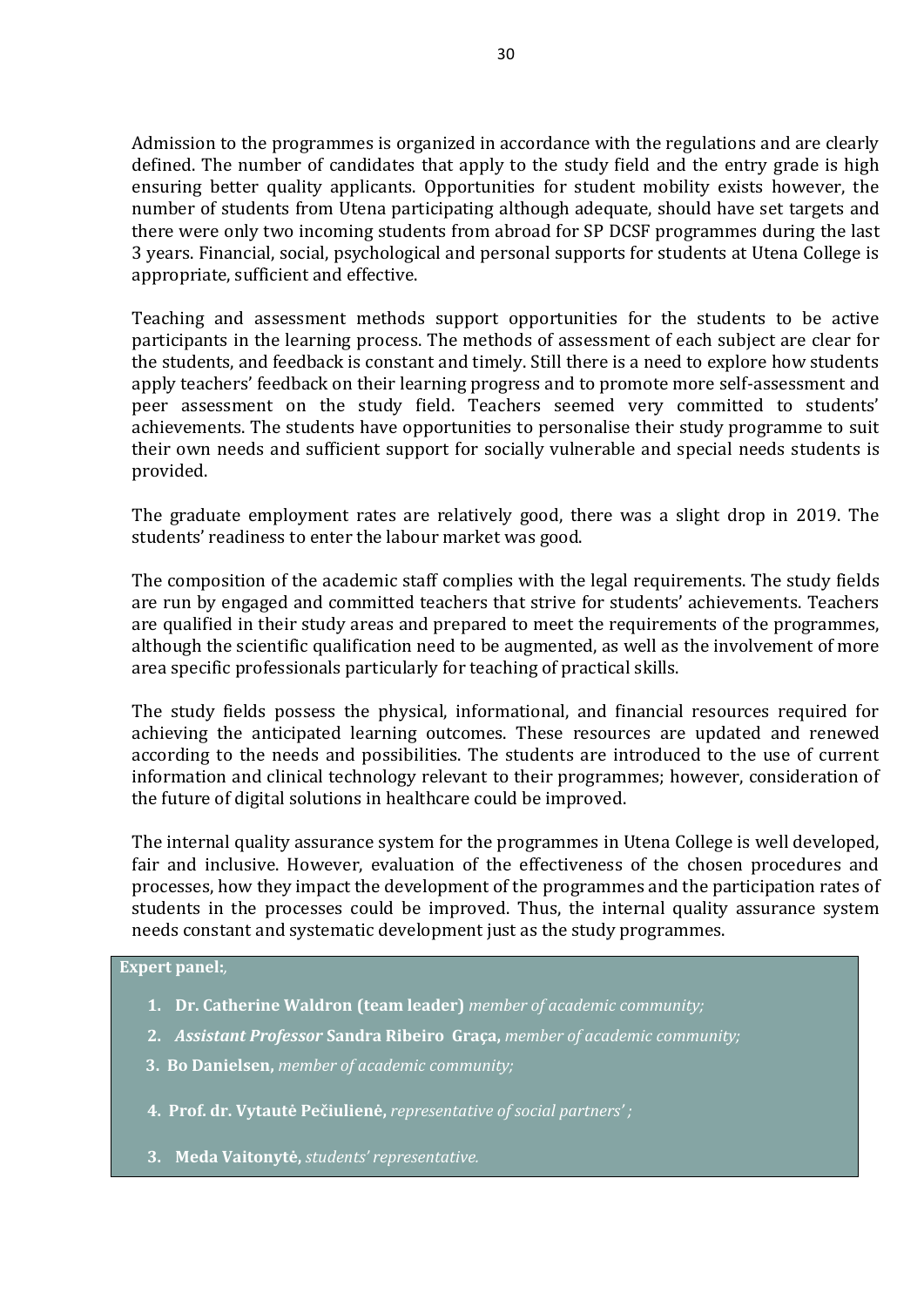Admission to the programmes is organized in accordance with the regulations and are clearly defined. The number of candidates that apply to the study field and the entry grade is high ensuring better quality applicants. Opportunities for student mobility exists however, the number of students from Utena participating although adequate, should have set targets and there were only two incoming students from abroad for SP DCSF programmes during the last 3 years. Financial, social, psychological and personal supports for students at Utena College is appropriate, sufficient and effective.

Teaching and assessment methods support opportunities for the students to be active participants in the learning process. The methods of assessment of each subject are clear for the students, and feedback is constant and timely. Still there is a need to explore how students apply teachers' feedback on their learning progress and to promote more self-assessment and peer assessment on the study field. Teachers seemed very committed to students' achievements. The students have opportunities to personalise their study programme to suit their own needs and sufficient support for socially vulnerable and special needs students is provided.

The graduate employment rates are relatively good, there was a slight drop in 2019. The students' readiness to enter the labour market was good.

The composition of the academic staff complies with the legal requirements. The study fields are run by engaged and committed teachers that strive for students' achievements. Teachers are qualified in their study areas and prepared to meet the requirements of the programmes, although the scientific qualification need to be augmented, as well as the involvement of more area specific professionals particularly for teaching of practical skills.

The study fields possess the physical, informational, and financial resources required for achieving the anticipated learning outcomes. These resources are updated and renewed according to the needs and possibilities. The students are introduced to the use of current information and clinical technology relevant to their programmes; however, consideration of the future of digital solutions in healthcare could be improved.

The internal quality assurance system for the programmes in Utena College is well developed, fair and inclusive. However, evaluation of the effectiveness of the chosen procedures and processes, how they impact the development of the programmes and the participation rates of students in the processes could be improved. Thus, the internal quality assurance system needs constant and systematic development just as the study programmes.

**Expert panel:**,

1. **Dr. Catherine Waldron (team leader)** *member of academic community;*
2. ***Assistant Professor* Sandra Ribeiro Graça,** *member of academic community;*
3. **Bo Danielsen,** *member of academic community;*
4. **Prof. dr. Vytautė Pečiulienė,** *representative of social partners' ;*
3. **Meda Vaitonytė,** *students' representative.*